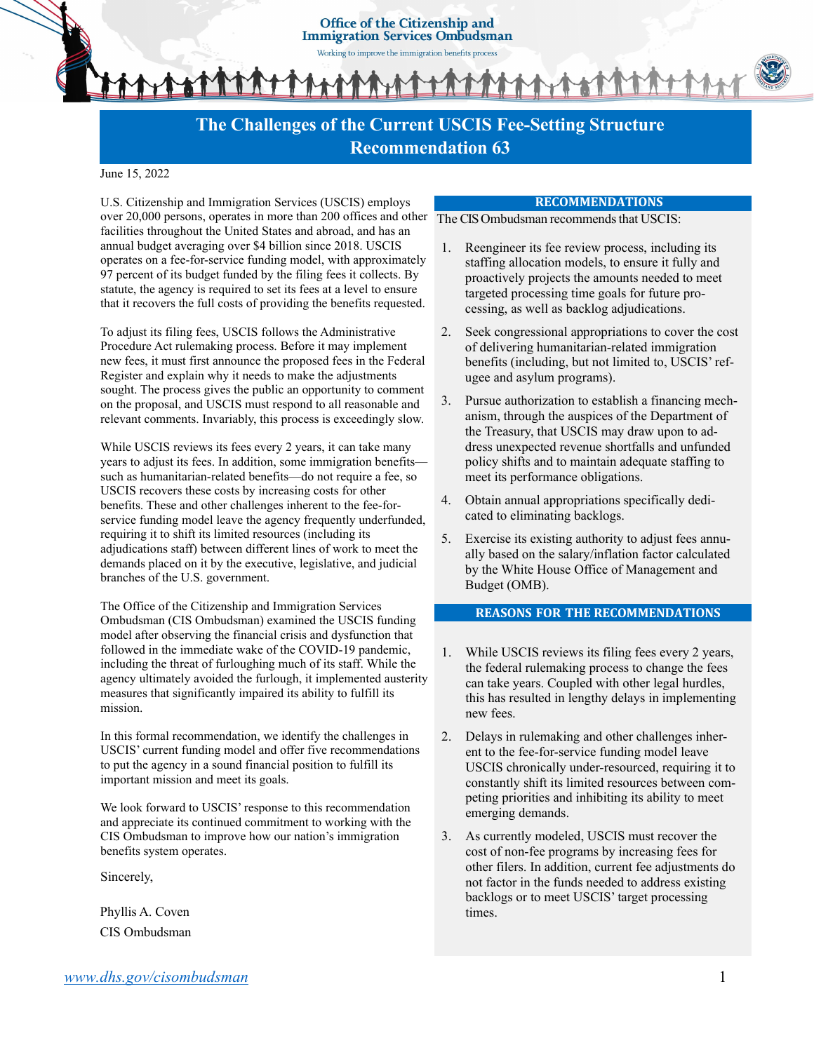# The Challenges of the Current USCIS Fee-Setting Structure
# Recommendation 63

June 15, 2022

U.S. Citizenship and Immigration Services (USCIS) employs over 20,000 persons, operates in more than 200 offices and other facilities throughout the United States and abroad, and has an annual budget averaging over $4 billion since 2018. USCIS operates on a fee-for-service funding model, with approximately 97 percent of its budget funded by the filing fees it collects. By statute, the agency is required to set its fees at a level to ensure that it recovers the full costs of providing the benefits requested.

To adjust its filing fees, USCIS follows the Administrative Procedure Act rulemaking process. Before it may implement new fees, it must first announce the proposed fees in the Federal Register and explain why it needs to make the adjustments sought. The process gives the public an opportunity to comment on the proposal, and USCIS must respond to all reasonable and relevant comments. Invariably, this process is exceedingly slow.

While USCIS reviews its fees every 2 years, it can take many years to adjust its fees. In addition, some immigration benefits—such as humanitarian-related benefits—do not require a fee, so USCIS recovers these costs by increasing costs for other benefits. These and other challenges inherent to the fee-for-service funding model leave the agency frequently underfunded, requiring it to shift its limited resources (including its adjudications staff) between different lines of work to meet the demands placed on it by the executive, legislative, and judicial branches of the U.S. government.

The Office of the Citizenship and Immigration Services Ombudsman (CIS Ombudsman) examined the USCIS funding model after observing the financial crisis and dysfunction that followed in the immediate wake of the COVID-19 pandemic, including the threat of furloughing much of its staff. While the agency ultimately avoided the furlough, it implemented austerity measures that significantly impaired its ability to fulfill its mission.

In this formal recommendation, we identify the challenges in USCIS' current funding model and offer five recommendations to put the agency in a sound financial position to fulfill its important mission and meet its goals.

We look forward to USCIS' response to this recommendation and appreciate its continued commitment to working with the CIS Ombudsman to improve how our nation's immigration benefits system operates.

Sincerely,

Phyllis A. Coven
CIS Ombudsman

## RECOMMENDATIONS

The CIS Ombudsman recommends that USCIS:

1. Reengineer its fee review process, including its staffing allocation models, to ensure it fully and proactively projects the amounts needed to meet targeted processing time goals for future processing, as well as backlog adjudications.
2. Seek congressional appropriations to cover the cost of delivering humanitarian-related immigration benefits (including, but not limited to, USCIS' refugee and asylum programs).
3. Pursue authorization to establish a financing mechanism, through the auspices of the Department of the Treasury, that USCIS may draw upon to address unexpected revenue shortfalls and unfunded policy shifts and to maintain adequate staffing to meet its performance obligations.
4. Obtain annual appropriations specifically dedicated to eliminating backlogs.
5. Exercise its existing authority to adjust fees annually based on the salary/inflation factor calculated by the White House Office of Management and Budget (OMB).

## REASONS FOR THE RECOMMENDATIONS

1. While USCIS reviews its filing fees every 2 years, the federal rulemaking process to change the fees can take years. Coupled with other legal hurdles, this has resulted in lengthy delays in implementing new fees.
2. Delays in rulemaking and other challenges inherent to the fee-for-service funding model leave USCIS chronically under-resourced, requiring it to constantly shift its limited resources between competing priorities and inhibiting its ability to meet emerging demands.
3. As currently modeled, USCIS must recover the cost of non-fee programs by increasing fees for other filers. In addition, current fee adjustments do not factor in the funds needed to address existing backlogs or to meet USCIS' target processing times.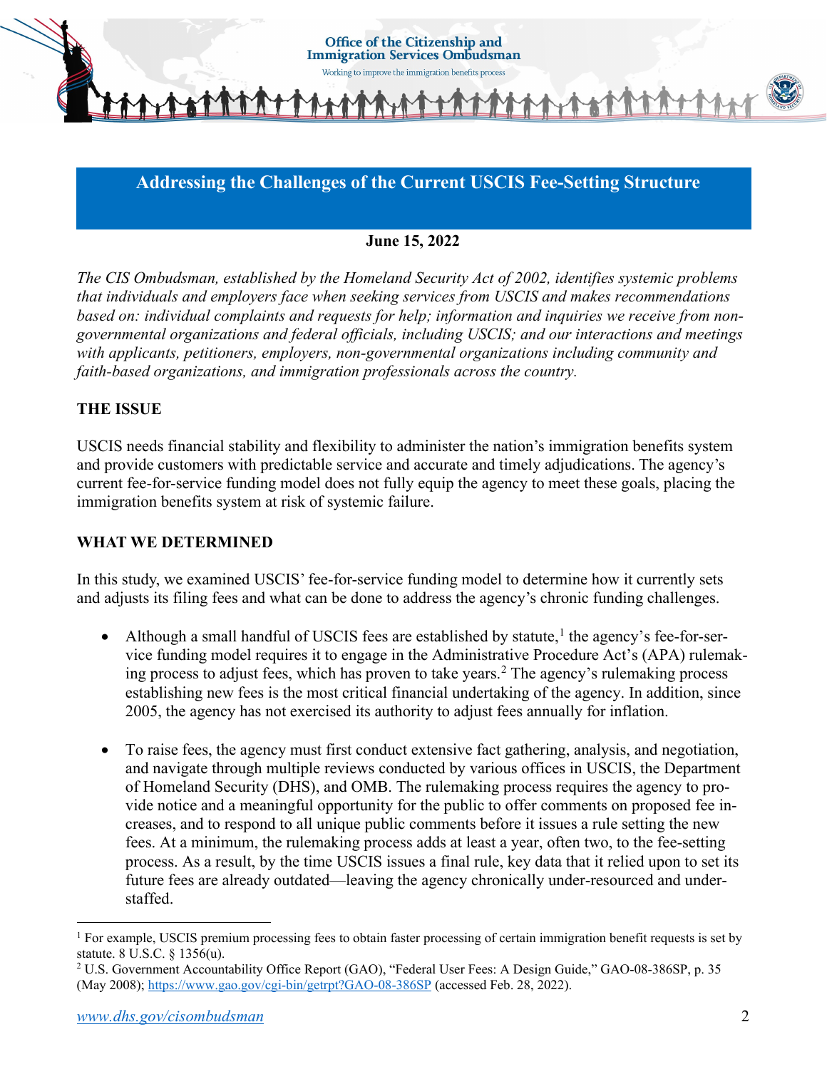## Addressing the Challenges of the Current USCIS Fee-Setting Structure

**June 15, 2022**

*The CIS Ombudsman, established by the Homeland Security Act of 2002, identifies systemic problems that individuals and employers face when seeking services from USCIS and makes recommendations based on: individual complaints and requests for help; information and inquiries we receive from non-governmental organizations and federal officials, including USCIS; and our interactions and meetings with applicants, petitioners, employers, non-governmental organizations including community and faith-based organizations, and immigration professionals across the country.*

### THE ISSUE

USCIS needs financial stability and flexibility to administer the nation's immigration benefits system and provide customers with predictable service and accurate and timely adjudications. The agency's current fee-for-service funding model does not fully equip the agency to meet these goals, placing the immigration benefits system at risk of systemic failure.

### WHAT WE DETERMINED

In this study, we examined USCIS' fee-for-service funding model to determine how it currently sets and adjusts its filing fees and what can be done to address the agency's chronic funding challenges.

- Although a small handful of USCIS fees are established by statute,[1] the agency's fee-for-service funding model requires it to engage in the Administrative Procedure Act's (APA) rulemaking process to adjust fees, which has proven to take years.[2] The agency's rulemaking process establishing new fees is the most critical financial undertaking of the agency. In addition, since 2005, the agency has not exercised its authority to adjust fees annually for inflation.

- To raise fees, the agency must first conduct extensive fact gathering, analysis, and negotiation, and navigate through multiple reviews conducted by various offices in USCIS, the Department of Homeland Security (DHS), and OMB. The rulemaking process requires the agency to provide notice and a meaningful opportunity for the public to offer comments on proposed fee increases, and to respond to all unique public comments before it issues a rule setting the new fees. At a minimum, the rulemaking process adds at least a year, often two, to the fee-setting process. As a result, by the time USCIS issues a final rule, key data that it relied upon to set its future fees are already outdated—leaving the agency chronically under-resourced and understaffed.

---

[1] For example, USCIS premium processing fees to obtain faster processing of certain immigration benefit requests is set by statute. 8 U.S.C. § 1356(u).

[2] U.S. Government Accountability Office Report (GAO), "Federal User Fees: A Design Guide," GAO-08-386SP, p. 35 (May 2008); https://www.gao.gov/cgi-bin/getrpt?GAO-08-386SP (accessed Feb. 28, 2022).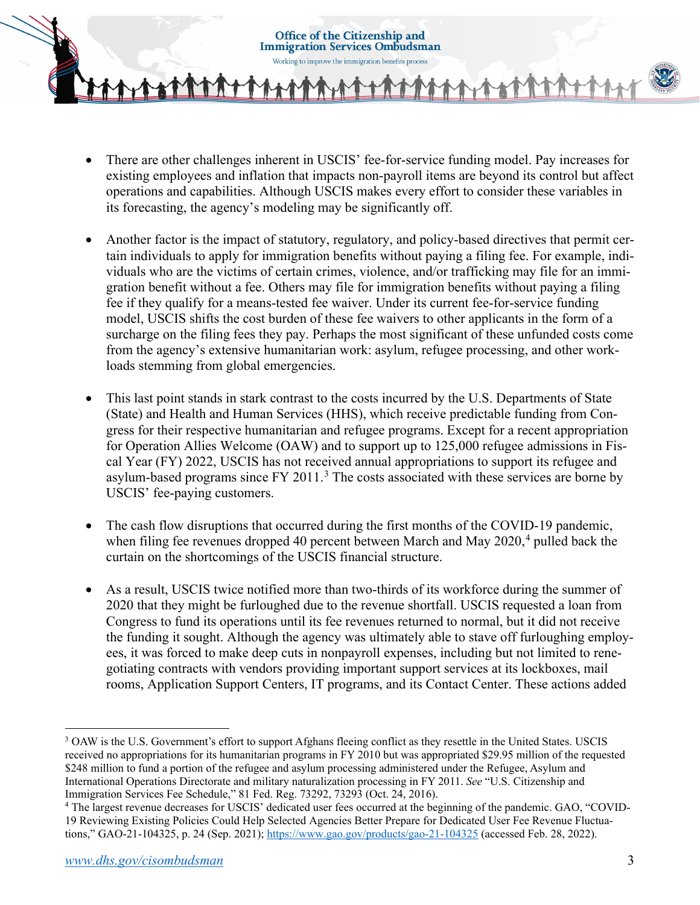- There are other challenges inherent in USCIS' fee-for-service funding model. Pay increases for existing employees and inflation that impacts non-payroll items are beyond its control but affect operations and capabilities. Although USCIS makes every effort to consider these variables in its forecasting, the agency's modeling may be significantly off.

- Another factor is the impact of statutory, regulatory, and policy-based directives that permit certain individuals to apply for immigration benefits without paying a filing fee. For example, individuals who are the victims of certain crimes, violence, and/or trafficking may file for an immigration benefit without a fee. Others may file for immigration benefits without paying a filing fee if they qualify for a means-tested fee waiver. Under its current fee-for-service funding model, USCIS shifts the cost burden of these fee waivers to other applicants in the form of a surcharge on the filing fees they pay. Perhaps the most significant of these unfunded costs come from the agency's extensive humanitarian work: asylum, refugee processing, and other workloads stemming from global emergencies.

- This last point stands in stark contrast to the costs incurred by the U.S. Departments of State (State) and Health and Human Services (HHS), which receive predictable funding from Congress for their respective humanitarian and refugee programs. Except for a recent appropriation for Operation Allies Welcome (OAW) and to support up to 125,000 refugee admissions in Fiscal Year (FY) 2022, USCIS has not received annual appropriations to support its refugee and asylum-based programs since FY 2011.[3] The costs associated with these services are borne by USCIS' fee-paying customers.

- The cash flow disruptions that occurred during the first months of the COVID-19 pandemic, when filing fee revenues dropped 40 percent between March and May 2020,[4] pulled back the curtain on the shortcomings of the USCIS financial structure.

- As a result, USCIS twice notified more than two-thirds of its workforce during the summer of 2020 that they might be furloughed due to the revenue shortfall. USCIS requested a loan from Congress to fund its operations until its fee revenues returned to normal, but it did not receive the funding it sought. Although the agency was ultimately able to stave off furloughing employees, it was forced to make deep cuts in nonpayroll expenses, including but not limited to renegotiating contracts with vendors providing important support services at its lockboxes, mail rooms, Application Support Centers, IT programs, and its Contact Center. These actions added

---

[3] OAW is the U.S. Government's effort to support Afghans fleeing conflict as they resettle in the United States. USCIS received no appropriations for its humanitarian programs in FY 2010 but was appropriated \$29.95 million of the requested \$248 million to fund a portion of the refugee and asylum processing administered under the Refugee, Asylum and International Operations Directorate and military naturalization processing in FY 2011. *See* "U.S. Citizenship and Immigration Services Fee Schedule," 81 Fed. Reg. 73292, 73293 (Oct. 24, 2016).

[4] The largest revenue decreases for USCIS' dedicated user fees occurred at the beginning of the pandemic. GAO, "COVID-19 Reviewing Existing Policies Could Help Selected Agencies Better Prepare for Dedicated User Fee Revenue Fluctuations," GAO-21-104325, p. 24 (Sep. 2021); https://www.gao.gov/products/gao-21-104325 (accessed Feb. 28, 2022).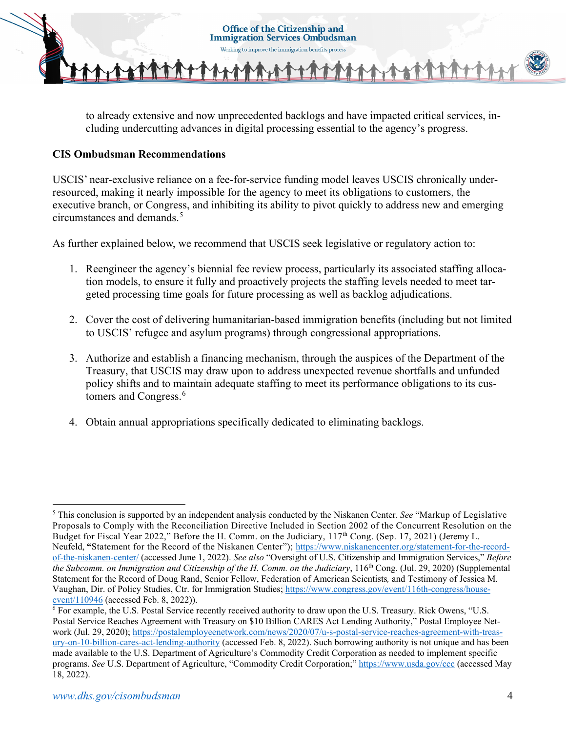to already extensive and now unprecedented backlogs and have impacted critical services, including undercutting advances in digital processing essential to the agency's progress.

**CIS Ombudsman Recommendations**

USCIS' near-exclusive reliance on a fee-for-service funding model leaves USCIS chronically under-resourced, making it nearly impossible for the agency to meet its obligations to customers, the executive branch, or Congress, and inhibiting its ability to pivot quickly to address new and emerging circumstances and demands.[5]

As further explained below, we recommend that USCIS seek legislative or regulatory action to:

1. Reengineer the agency's biennial fee review process, particularly its associated staffing allocation models, to ensure it fully and proactively projects the staffing levels needed to meet targeted processing time goals for future processing as well as backlog adjudications.

2. Cover the cost of delivering humanitarian-based immigration benefits (including but not limited to USCIS' refugee and asylum programs) through congressional appropriations.

3. Authorize and establish a financing mechanism, through the auspices of the Department of the Treasury, that USCIS may draw upon to address unexpected revenue shortfalls and unfunded policy shifts and to maintain adequate staffing to meet its performance obligations to its customers and Congress.[6]

4. Obtain annual appropriations specifically dedicated to eliminating backlogs.

---

[5] This conclusion is supported by an independent analysis conducted by the Niskanen Center. *See* "Markup of Legislative Proposals to Comply with the Reconciliation Directive Included in Section 2002 of the Concurrent Resolution on the Budget for Fiscal Year 2022," Before the H. Comm. on the Judiciary, 117th Cong. (Sep. 17, 2021) (Jeremy L. Neufeld, **"**Statement for the Record of the Niskanen Center"); https://www.niskanencenter.org/statement-for-the-record-of-the-niskanen-center/ (accessed June 1, 2022). *See also* "Oversight of U.S. Citizenship and Immigration Services," *Before the Subcomm. on Immigration and Citizenship of the H. Comm. on the Judiciary*, 116th Cong. (Jul. 29, 2020) (Supplemental Statement for the Record of Doug Rand, Senior Fellow, Federation of American Scientists*,* and Testimony of Jessica M. Vaughan, Dir. of Policy Studies, Ctr. for Immigration Studies; https://www.congress.gov/event/116th-congress/house-event/110946 (accessed Feb. 8, 2022)).

[6] For example, the U.S. Postal Service recently received authority to draw upon the U.S. Treasury. Rick Owens, "U.S. Postal Service Reaches Agreement with Treasury on $10 Billion CARES Act Lending Authority," Postal Employee Network (Jul. 29, 2020); https://postalemployeenetwork.com/news/2020/07/u-s-postal-service-reaches-agreement-with-treasury-on-10-billion-cares-act-lending-authority (accessed Feb. 8, 2022). Such borrowing authority is not unique and has been made available to the U.S. Department of Agriculture's Commodity Credit Corporation as needed to implement specific programs. *See* U.S. Department of Agriculture, "Commodity Credit Corporation;" https://www.usda.gov/ccc (accessed May 18, 2022).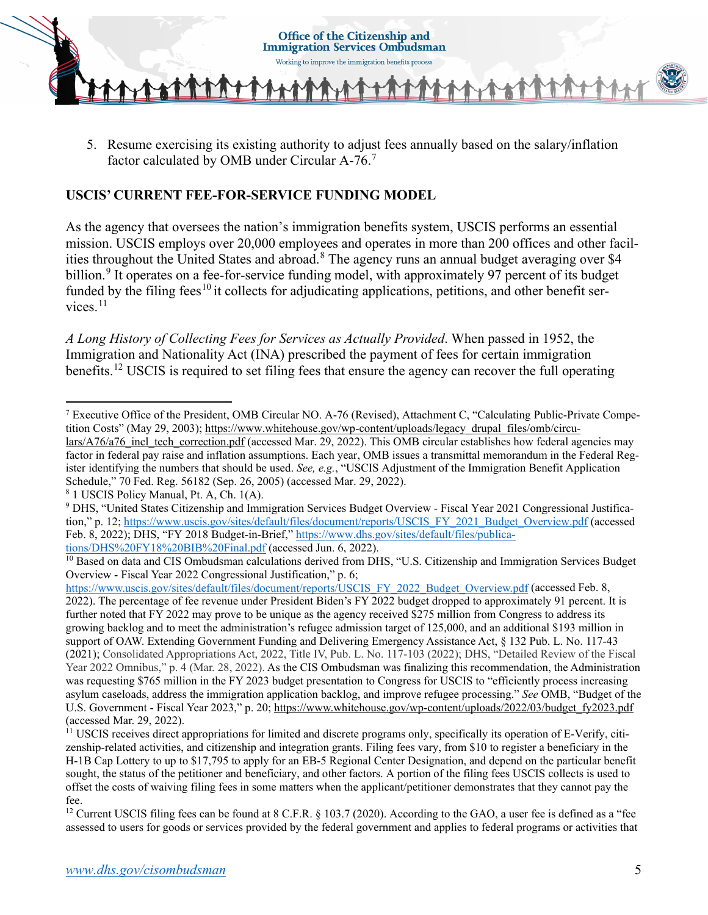5. Resume exercising its existing authority to adjust fees annually based on the salary/inflation factor calculated by OMB under Circular A-76.[7]

## USCIS' CURRENT FEE-FOR-SERVICE FUNDING MODEL

As the agency that oversees the nation's immigration benefits system, USCIS performs an essential mission. USCIS employs over 20,000 employees and operates in more than 200 offices and other facilities throughout the United States and abroad.[8] The agency runs an annual budget averaging over $4 billion.[9] It operates on a fee-for-service funding model, with approximately 97 percent of its budget funded by the filing fees[10] it collects for adjudicating applications, petitions, and other benefit services.[11]

*A Long History of Collecting Fees for Services as Actually Provided*. When passed in 1952, the Immigration and Nationality Act (INA) prescribed the payment of fees for certain immigration benefits.[12] USCIS is required to set filing fees that ensure the agency can recover the full operating

---

[7] Executive Office of the President, OMB Circular NO. A-76 (Revised), Attachment C, "Calculating Public-Private Competition Costs" (May 29, 2003); https://www.whitehouse.gov/wp-content/uploads/legacy_drupal_files/omb/circulars/A76/a76_incl_tech_correction.pdf (accessed Mar. 29, 2022). This OMB circular establishes how federal agencies may factor in federal pay raise and inflation assumptions. Each year, OMB issues a transmittal memorandum in the Federal Register identifying the numbers that should be used. *See, e.g.*, "USCIS Adjustment of the Immigration Benefit Application Schedule," 70 Fed. Reg. 56182 (Sep. 26, 2005) (accessed Mar. 29, 2022).

[8] 1 USCIS Policy Manual, Pt. A, Ch. 1(A).

[9] DHS, "United States Citizenship and Immigration Services Budget Overview - Fiscal Year 2021 Congressional Justification," p. 12; https://www.uscis.gov/sites/default/files/document/reports/USCIS_FY_2021_Budget_Overview.pdf (accessed Feb. 8, 2022); DHS, "FY 2018 Budget-in-Brief," https://www.dhs.gov/sites/default/files/publications/DHS%20FY18%20BIB%20Final.pdf (accessed Jun. 6, 2022).

[10] Based on data and CIS Ombudsman calculations derived from DHS, "U.S. Citizenship and Immigration Services Budget Overview - Fiscal Year 2022 Congressional Justification," p. 6; https://www.uscis.gov/sites/default/files/document/reports/USCIS_FY_2022_Budget_Overview.pdf (accessed Feb. 8, 2022). The percentage of fee revenue under President Biden's FY 2022 budget dropped to approximately 91 percent. It is further noted that FY 2022 may prove to be unique as the agency received $275 million from Congress to address its growing backlog and to meet the administration's refugee admission target of 125,000, and an additional $193 million in support of OAW. Extending Government Funding and Delivering Emergency Assistance Act, § 132 Pub. L. No. 117-43 (2021); Consolidated Appropriations Act, 2022, Title IV, Pub. L. No. 117-103 (2022); DHS, "Detailed Review of the Fiscal Year 2022 Omnibus," p. 4 (Mar. 28, 2022). As the CIS Ombudsman was finalizing this recommendation, the Administration was requesting $765 million in the FY 2023 budget presentation to Congress for USCIS to "efficiently process increasing asylum caseloads, address the immigration application backlog, and improve refugee processing." *See* OMB, "Budget of the U.S. Government - Fiscal Year 2023," p. 20; https://www.whitehouse.gov/wp-content/uploads/2022/03/budget_fy2023.pdf (accessed Mar. 29, 2022).

[11] USCIS receives direct appropriations for limited and discrete programs only, specifically its operation of E-Verify, citizenship-related activities, and citizenship and integration grants. Filing fees vary, from $10 to register a beneficiary in the H-1B Cap Lottery to up to $17,795 to apply for an EB-5 Regional Center Designation, and depend on the particular benefit sought, the status of the petitioner and beneficiary, and other factors. A portion of the filing fees USCIS collects is used to offset the costs of waiving filing fees in some matters when the applicant/petitioner demonstrates that they cannot pay the fee.

[12] Current USCIS filing fees can be found at 8 C.F.R. § 103.7 (2020). According to the GAO, a user fee is defined as a "fee assessed to users for goods or services provided by the federal government and applies to federal programs or activities that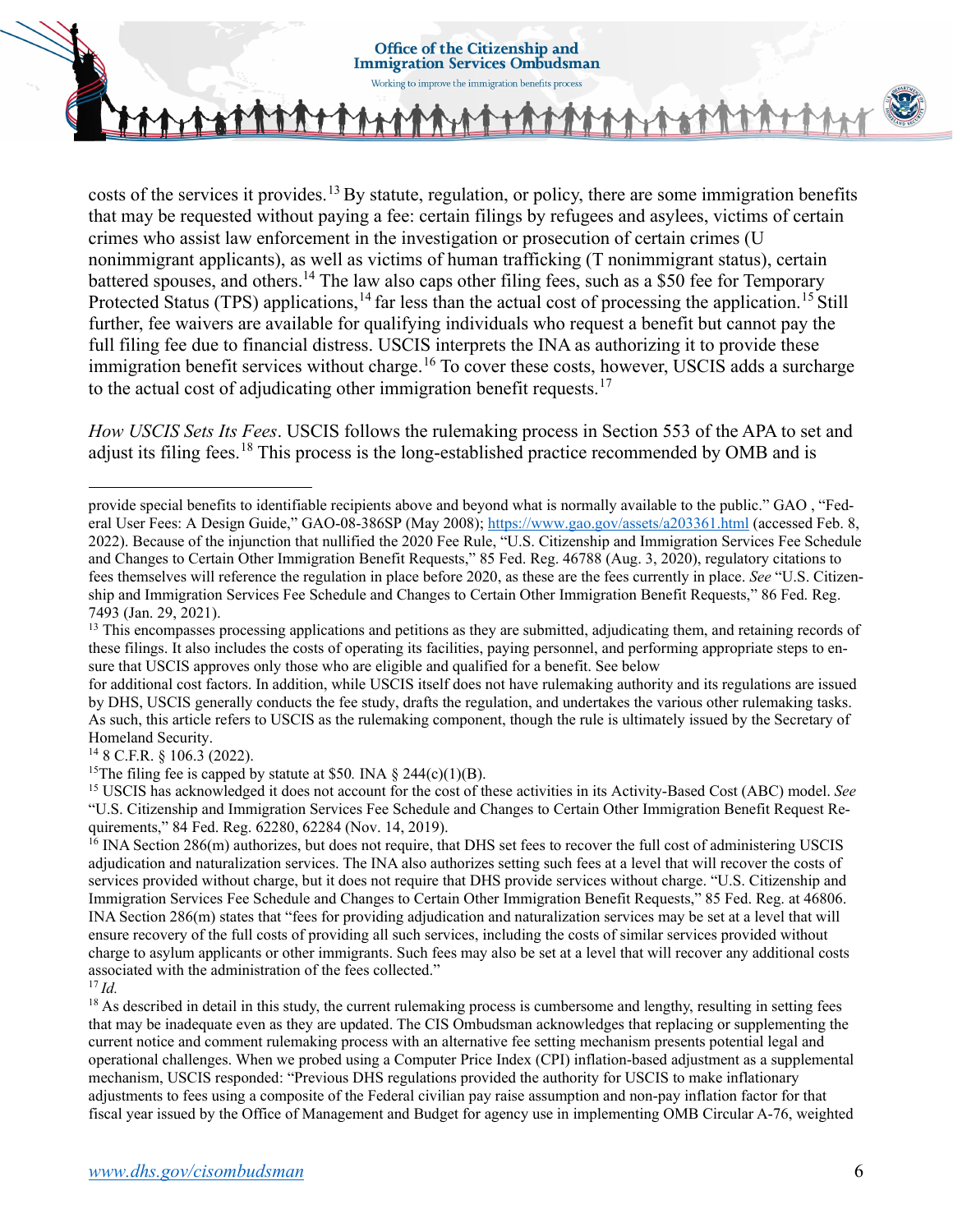costs of the services it provides.[13] By statute, regulation, or policy, there are some immigration benefits that may be requested without paying a fee: certain filings by refugees and asylees, victims of certain crimes who assist law enforcement in the investigation or prosecution of certain crimes (U nonimmigrant applicants), as well as victims of human trafficking (T nonimmigrant status), certain battered spouses, and others.[14] The law also caps other filing fees, such as a $50 fee for Temporary Protected Status (TPS) applications,[14] far less than the actual cost of processing the application.[15] Still further, fee waivers are available for qualifying individuals who request a benefit but cannot pay the full filing fee due to financial distress. USCIS interprets the INA as authorizing it to provide these immigration benefit services without charge.[16] To cover these costs, however, USCIS adds a surcharge to the actual cost of adjudicating other immigration benefit requests.[17]

*How USCIS Sets Its Fees*. USCIS follows the rulemaking process in Section 553 of the APA to set and adjust its filing fees.[18] This process is the long-established practice recommended by OMB and is

---

provide special benefits to identifiable recipients above and beyond what is normally available to the public." GAO , "Federal User Fees: A Design Guide," GAO-08-386SP (May 2008); https://www.gao.gov/assets/a203361.html (accessed Feb. 8, 2022). Because of the injunction that nullified the 2020 Fee Rule, "U.S. Citizenship and Immigration Services Fee Schedule and Changes to Certain Other Immigration Benefit Requests," 85 Fed. Reg. 46788 (Aug. 3, 2020), regulatory citations to fees themselves will reference the regulation in place before 2020, as these are the fees currently in place. *See* "U.S. Citizenship and Immigration Services Fee Schedule and Changes to Certain Other Immigration Benefit Requests," 86 Fed. Reg. 7493 (Jan. 29, 2021).

[13] This encompasses processing applications and petitions as they are submitted, adjudicating them, and retaining records of these filings. It also includes the costs of operating its facilities, paying personnel, and performing appropriate steps to ensure that USCIS approves only those who are eligible and qualified for a benefit. See below for additional cost factors. In addition, while USCIS itself does not have rulemaking authority and its regulations are issued by DHS, USCIS generally conducts the fee study, drafts the regulation, and undertakes the various other rulemaking tasks. As such, this article refers to USCIS as the rulemaking component, though the rule is ultimately issued by the Secretary of Homeland Security.

[14] 8 C.F.R. § 106.3 (2022).

[15] The filing fee is capped by statute at $50. INA § 244(c)(1)(B).

[15] USCIS has acknowledged it does not account for the cost of these activities in its Activity-Based Cost (ABC) model. *See* "U.S. Citizenship and Immigration Services Fee Schedule and Changes to Certain Other Immigration Benefit Request Requirements," 84 Fed. Reg. 62280, 62284 (Nov. 14, 2019).

[16] INA Section 286(m) authorizes, but does not require, that DHS set fees to recover the full cost of administering USCIS adjudication and naturalization services. The INA also authorizes setting such fees at a level that will recover the costs of services provided without charge, but it does not require that DHS provide services without charge. "U.S. Citizenship and Immigration Services Fee Schedule and Changes to Certain Other Immigration Benefit Requests," 85 Fed. Reg. at 46806. INA Section 286(m) states that "fees for providing adjudication and naturalization services may be set at a level that will ensure recovery of the full costs of providing all such services, including the costs of similar services provided without charge to asylum applicants or other immigrants. Such fees may also be set at a level that will recover any additional costs associated with the administration of the fees collected."

[17] *Id.*

[18] As described in detail in this study, the current rulemaking process is cumbersome and lengthy, resulting in setting fees that may be inadequate even as they are updated. The CIS Ombudsman acknowledges that replacing or supplementing the current notice and comment rulemaking process with an alternative fee setting mechanism presents potential legal and operational challenges. When we probed using a Computer Price Index (CPI) inflation-based adjustment as a supplemental mechanism, USCIS responded: "Previous DHS regulations provided the authority for USCIS to make inflationary adjustments to fees using a composite of the Federal civilian pay raise assumption and non-pay inflation factor for that fiscal year issued by the Office of Management and Budget for agency use in implementing OMB Circular A-76, weighted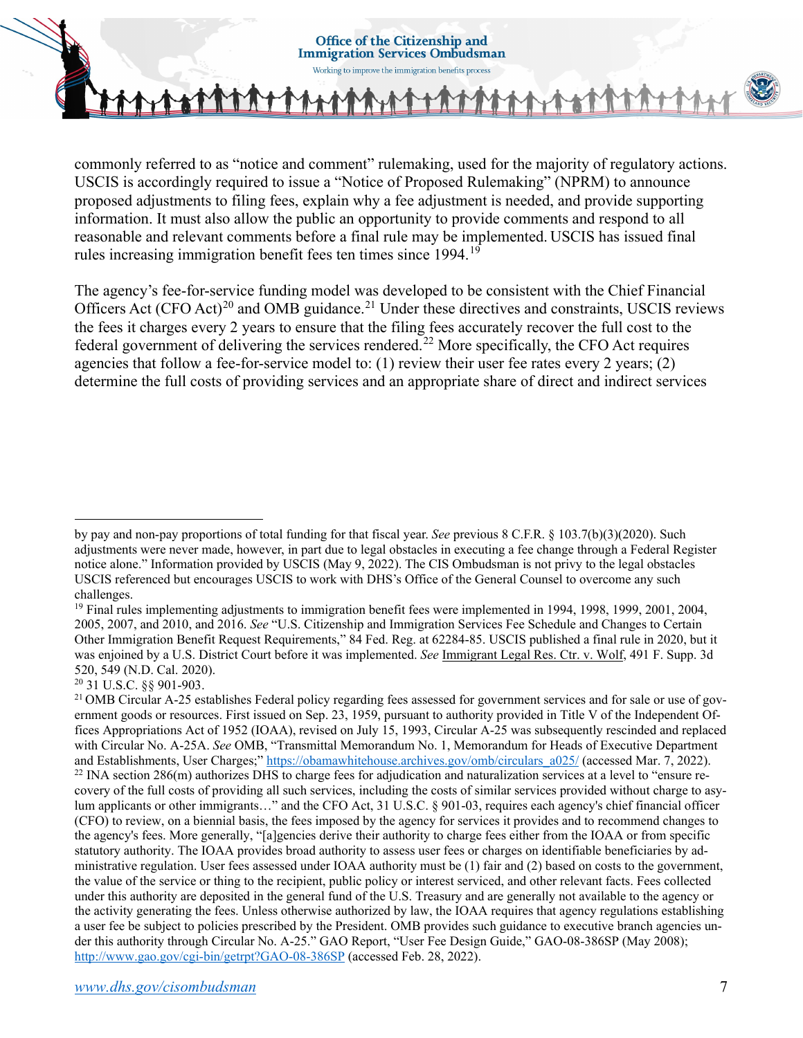commonly referred to as "notice and comment" rulemaking, used for the majority of regulatory actions. USCIS is accordingly required to issue a "Notice of Proposed Rulemaking" (NPRM) to announce proposed adjustments to filing fees, explain why a fee adjustment is needed, and provide supporting information. It must also allow the public an opportunity to provide comments and respond to all reasonable and relevant comments before a final rule may be implemented. USCIS has issued final rules increasing immigration benefit fees ten times since 1994.[19]

The agency's fee-for-service funding model was developed to be consistent with the Chief Financial Officers Act (CFO Act)[20] and OMB guidance.[21] Under these directives and constraints, USCIS reviews the fees it charges every 2 years to ensure that the filing fees accurately recover the full cost to the federal government of delivering the services rendered.[22] More specifically, the CFO Act requires agencies that follow a fee-for-service model to: (1) review their user fee rates every 2 years; (2) determine the full costs of providing services and an appropriate share of direct and indirect services

---

by pay and non-pay proportions of total funding for that fiscal year. *See* previous 8 C.F.R. § 103.7(b)(3)(2020). Such adjustments were never made, however, in part due to legal obstacles in executing a fee change through a Federal Register notice alone." Information provided by USCIS (May 9, 2022). The CIS Ombudsman is not privy to the legal obstacles USCIS referenced but encourages USCIS to work with DHS's Office of the General Counsel to overcome any such challenges.

[19] Final rules implementing adjustments to immigration benefit fees were implemented in 1994, 1998, 1999, 2001, 2004, 2005, 2007, and 2010, and 2016. *See* "U.S. Citizenship and Immigration Services Fee Schedule and Changes to Certain Other Immigration Benefit Request Requirements," 84 Fed. Reg. at 62284-85. USCIS published a final rule in 2020, but it was enjoined by a U.S. District Court before it was implemented. *See* Immigrant Legal Res. Ctr. v. Wolf, 491 F. Supp. 3d 520, 549 (N.D. Cal. 2020).

[20] 31 U.S.C. §§ 901-903.

[21] OMB Circular A-25 establishes Federal policy regarding fees assessed for government services and for sale or use of government goods or resources. First issued on Sep. 23, 1959, pursuant to authority provided in Title V of the Independent Offices Appropriations Act of 1952 (IOAA), revised on July 15, 1993, Circular A-25 was subsequently rescinded and replaced with Circular No. A-25A. *See* OMB, "Transmittal Memorandum No. 1, Memorandum for Heads of Executive Department and Establishments, User Charges;" https://obamawhitehouse.archives.gov/omb/circulars_a025/ (accessed Mar. 7, 2022).

[22] INA section 286(m) authorizes DHS to charge fees for adjudication and naturalization services at a level to "ensure recovery of the full costs of providing all such services, including the costs of similar services provided without charge to asylum applicants or other immigrants…" and the CFO Act, 31 U.S.C. § 901-03, requires each agency's chief financial officer (CFO) to review, on a biennial basis, the fees imposed by the agency for services it provides and to recommend changes to the agency's fees. More generally, "[a]gencies derive their authority to charge fees either from the IOAA or from specific statutory authority. The IOAA provides broad authority to assess user fees or charges on identifiable beneficiaries by administrative regulation. User fees assessed under IOAA authority must be (1) fair and (2) based on costs to the government, the value of the service or thing to the recipient, public policy or interest serviced, and other relevant facts. Fees collected under this authority are deposited in the general fund of the U.S. Treasury and are generally not available to the agency or the activity generating the fees. Unless otherwise authorized by law, the IOAA requires that agency regulations establishing a user fee be subject to policies prescribed by the President. OMB provides such guidance to executive branch agencies under this authority through Circular No. A-25." GAO Report, "User Fee Design Guide," GAO-08-386SP (May 2008); http://www.gao.gov/cgi-bin/getrpt?GAO-08-386SP (accessed Feb. 28, 2022).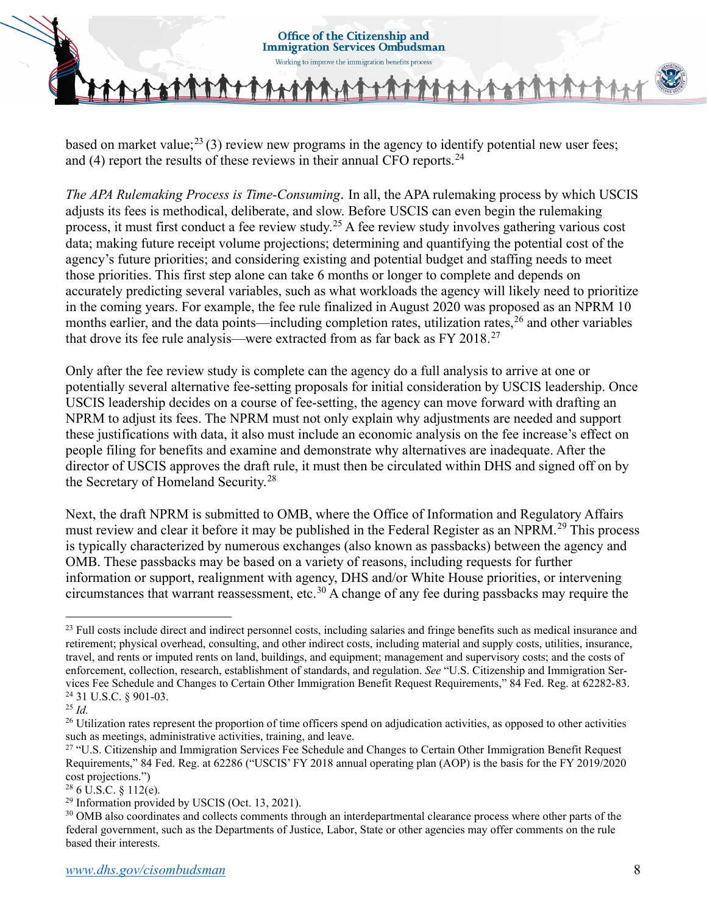based on market value;[23] (3) review new programs in the agency to identify potential new user fees; and (4) report the results of these reviews in their annual CFO reports.[24]

*The APA Rulemaking Process is Time-Consuming*. In all, the APA rulemaking process by which USCIS adjusts its fees is methodical, deliberate, and slow. Before USCIS can even begin the rulemaking process, it must first conduct a fee review study.[25] A fee review study involves gathering various cost data; making future receipt volume projections; determining and quantifying the potential cost of the agency's future priorities; and considering existing and potential budget and staffing needs to meet those priorities. This first step alone can take 6 months or longer to complete and depends on accurately predicting several variables, such as what workloads the agency will likely need to prioritize in the coming years. For example, the fee rule finalized in August 2020 was proposed as an NPRM 10 months earlier, and the data points—including completion rates, utilization rates,[26] and other variables that drove its fee rule analysis—were extracted from as far back as FY 2018.[27]

Only after the fee review study is complete can the agency do a full analysis to arrive at one or potentially several alternative fee-setting proposals for initial consideration by USCIS leadership. Once USCIS leadership decides on a course of fee-setting, the agency can move forward with drafting an NPRM to adjust its fees. The NPRM must not only explain why adjustments are needed and support these justifications with data, it also must include an economic analysis on the fee increase's effect on people filing for benefits and examine and demonstrate why alternatives are inadequate. After the director of USCIS approves the draft rule, it must then be circulated within DHS and signed off on by the Secretary of Homeland Security.[28]

Next, the draft NPRM is submitted to OMB, where the Office of Information and Regulatory Affairs must review and clear it before it may be published in the Federal Register as an NPRM.[29] This process is typically characterized by numerous exchanges (also known as passbacks) between the agency and OMB. These passbacks may be based on a variety of reasons, including requests for further information or support, realignment with agency, DHS and/or White House priorities, or intervening circumstances that warrant reassessment, etc.[30] A change of any fee during passbacks may require the

---

[23] Full costs include direct and indirect personnel costs, including salaries and fringe benefits such as medical insurance and retirement; physical overhead, consulting, and other indirect costs, including material and supply costs, utilities, insurance, travel, and rents or imputed rents on land, buildings, and equipment; management and supervisory costs; and the costs of enforcement, collection, research, establishment of standards, and regulation. *See* "U.S. Citizenship and Immigration Services Fee Schedule and Changes to Certain Other Immigration Benefit Request Requirements," 84 Fed. Reg. at 62282-83.

[24] 31 U.S.C. § 901-03.

[25] *Id.*

[26] Utilization rates represent the proportion of time officers spend on adjudication activities, as opposed to other activities such as meetings, administrative activities, training, and leave.

[27] "U.S. Citizenship and Immigration Services Fee Schedule and Changes to Certain Other Immigration Benefit Request Requirements," 84 Fed. Reg. at 62286 ("USCIS' FY 2018 annual operating plan (AOP) is the basis for the FY 2019/2020 cost projections.")

[28] 6 U.S.C. § 112(e).

[29] Information provided by USCIS (Oct. 13, 2021).

[30] OMB also coordinates and collects comments through an interdepartmental clearance process where other parts of the federal government, such as the Departments of Justice, Labor, State or other agencies may offer comments on the rule based their interests.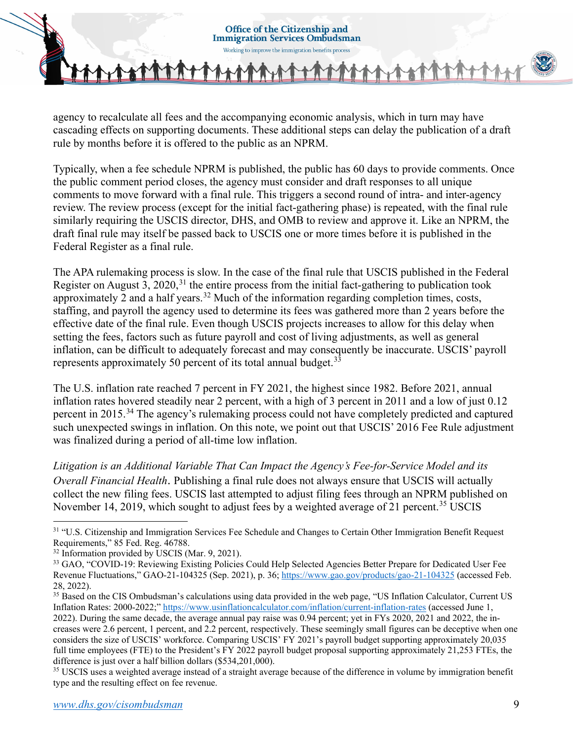agency to recalculate all fees and the accompanying economic analysis, which in turn may have cascading effects on supporting documents. These additional steps can delay the publication of a draft rule by months before it is offered to the public as an NPRM.

Typically, when a fee schedule NPRM is published, the public has 60 days to provide comments. Once the public comment period closes, the agency must consider and draft responses to all unique comments to move forward with a final rule. This triggers a second round of intra- and inter-agency review. The review process (except for the initial fact-gathering phase) is repeated, with the final rule similarly requiring the USCIS director, DHS, and OMB to review and approve it. Like an NPRM, the draft final rule may itself be passed back to USCIS one or more times before it is published in the Federal Register as a final rule.

The APA rulemaking process is slow. In the case of the final rule that USCIS published in the Federal Register on August 3, 2020,[31] the entire process from the initial fact-gathering to publication took approximately 2 and a half years.[32] Much of the information regarding completion times, costs, staffing, and payroll the agency used to determine its fees was gathered more than 2 years before the effective date of the final rule. Even though USCIS projects increases to allow for this delay when setting the fees, factors such as future payroll and cost of living adjustments, as well as general inflation, can be difficult to adequately forecast and may consequently be inaccurate. USCIS' payroll represents approximately 50 percent of its total annual budget.[33]

The U.S. inflation rate reached 7 percent in FY 2021, the highest since 1982. Before 2021, annual inflation rates hovered steadily near 2 percent, with a high of 3 percent in 2011 and a low of just 0.12 percent in 2015.[34] The agency's rulemaking process could not have completely predicted and captured such unexpected swings in inflation. On this note, we point out that USCIS' 2016 Fee Rule adjustment was finalized during a period of all-time low inflation.

*Litigation is an Additional Variable That Can Impact the Agency's Fee-for-Service Model and its Overall Financial Health*. Publishing a final rule does not always ensure that USCIS will actually collect the new filing fees. USCIS last attempted to adjust filing fees through an NPRM published on November 14, 2019, which sought to adjust fees by a weighted average of 21 percent.[35] USCIS

---

[31] "U.S. Citizenship and Immigration Services Fee Schedule and Changes to Certain Other Immigration Benefit Request Requirements," 85 Fed. Reg. 46788.

[32] Information provided by USCIS (Mar. 9, 2021).

[33] GAO, "COVID-19: Reviewing Existing Policies Could Help Selected Agencies Better Prepare for Dedicated User Fee Revenue Fluctuations," GAO-21-104325 (Sep. 2021), p. 36; https://www.gao.gov/products/gao-21-104325 (accessed Feb. 28, 2022).

[35] Based on the CIS Ombudsman's calculations using data provided in the web page, "US Inflation Calculator, Current US Inflation Rates: 2000-2022;" https://www.usinflationcalculator.com/inflation/current-inflation-rates (accessed June 1, 2022). During the same decade, the average annual pay raise was 0.94 percent; yet in FYs 2020, 2021 and 2022, the increases were 2.6 percent, 1 percent, and 2.2 percent, respectively. These seemingly small figures can be deceptive when one considers the size of USCIS' workforce. Comparing USCIS' FY 2021's payroll budget supporting approximately 20,035 full time employees (FTE) to the President's FY 2022 payroll budget proposal supporting approximately 21,253 FTEs, the difference is just over a half billion dollars ($534,201,000).

[35] USCIS uses a weighted average instead of a straight average because of the difference in volume by immigration benefit type and the resulting effect on fee revenue.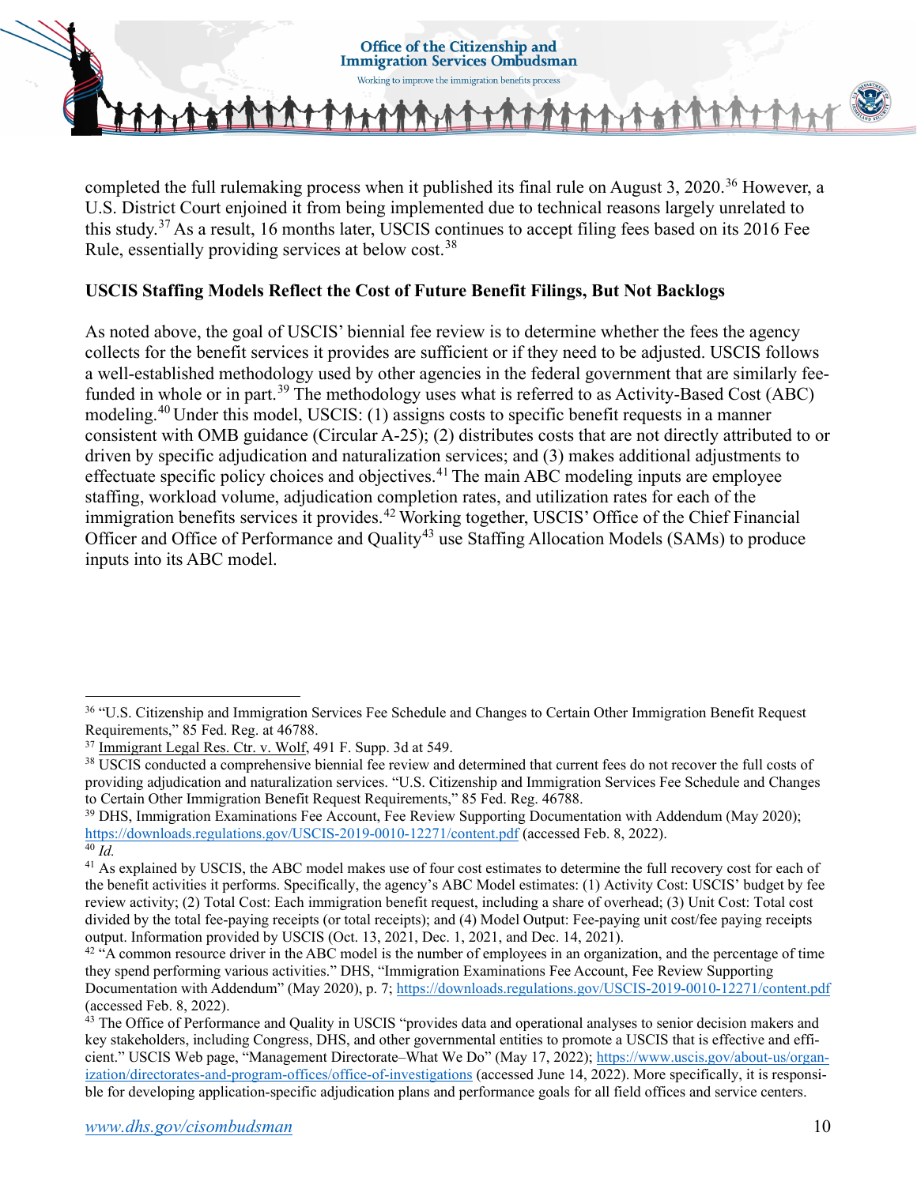completed the full rulemaking process when it published its final rule on August 3, 2020.[36] However, a U.S. District Court enjoined it from being implemented due to technical reasons largely unrelated to this study.[37] As a result, 16 months later, USCIS continues to accept filing fees based on its 2016 Fee Rule, essentially providing services at below cost.[38]

### USCIS Staffing Models Reflect the Cost of Future Benefit Filings, But Not Backlogs

As noted above, the goal of USCIS' biennial fee review is to determine whether the fees the agency collects for the benefit services it provides are sufficient or if they need to be adjusted. USCIS follows a well-established methodology used by other agencies in the federal government that are similarly fee-funded in whole or in part.[39] The methodology uses what is referred to as Activity-Based Cost (ABC) modeling.[40] Under this model, USCIS: (1) assigns costs to specific benefit requests in a manner consistent with OMB guidance (Circular A-25); (2) distributes costs that are not directly attributed to or driven by specific adjudication and naturalization services; and (3) makes additional adjustments to effectuate specific policy choices and objectives.[41] The main ABC modeling inputs are employee staffing, workload volume, adjudication completion rates, and utilization rates for each of the immigration benefits services it provides.[42] Working together, USCIS' Office of the Chief Financial Officer and Office of Performance and Quality[43] use Staffing Allocation Models (SAMs) to produce inputs into its ABC model.

---

[36] "U.S. Citizenship and Immigration Services Fee Schedule and Changes to Certain Other Immigration Benefit Request Requirements," 85 Fed. Reg. at 46788.

[37] Immigrant Legal Res. Ctr. v. Wolf, 491 F. Supp. 3d at 549.

[38] USCIS conducted a comprehensive biennial fee review and determined that current fees do not recover the full costs of providing adjudication and naturalization services. "U.S. Citizenship and Immigration Services Fee Schedule and Changes to Certain Other Immigration Benefit Request Requirements," 85 Fed. Reg. 46788.

[39] DHS, Immigration Examinations Fee Account, Fee Review Supporting Documentation with Addendum (May 2020); https://downloads.regulations.gov/USCIS-2019-0010-12271/content.pdf (accessed Feb. 8, 2022).

[40] *Id.*

[41] As explained by USCIS, the ABC model makes use of four cost estimates to determine the full recovery cost for each of the benefit activities it performs. Specifically, the agency's ABC Model estimates: (1) Activity Cost: USCIS' budget by fee review activity; (2) Total Cost: Each immigration benefit request, including a share of overhead; (3) Unit Cost: Total cost divided by the total fee-paying receipts (or total receipts); and (4) Model Output: Fee-paying unit cost/fee paying receipts output. Information provided by USCIS (Oct. 13, 2021, Dec. 1, 2021, and Dec. 14, 2021).

[42] "A common resource driver in the ABC model is the number of employees in an organization, and the percentage of time they spend performing various activities." DHS, "Immigration Examinations Fee Account, Fee Review Supporting Documentation with Addendum" (May 2020), p. 7; https://downloads.regulations.gov/USCIS-2019-0010-12271/content.pdf (accessed Feb. 8, 2022).

[43] The Office of Performance and Quality in USCIS "provides data and operational analyses to senior decision makers and key stakeholders, including Congress, DHS, and other governmental entities to promote a USCIS that is effective and efficient." USCIS Web page, "Management Directorate–What We Do" (May 17, 2022); https://www.uscis.gov/about-us/organization/directorates-and-program-offices/office-of-investigations (accessed June 14, 2022). More specifically, it is responsible for developing application-specific adjudication plans and performance goals for all field offices and service centers.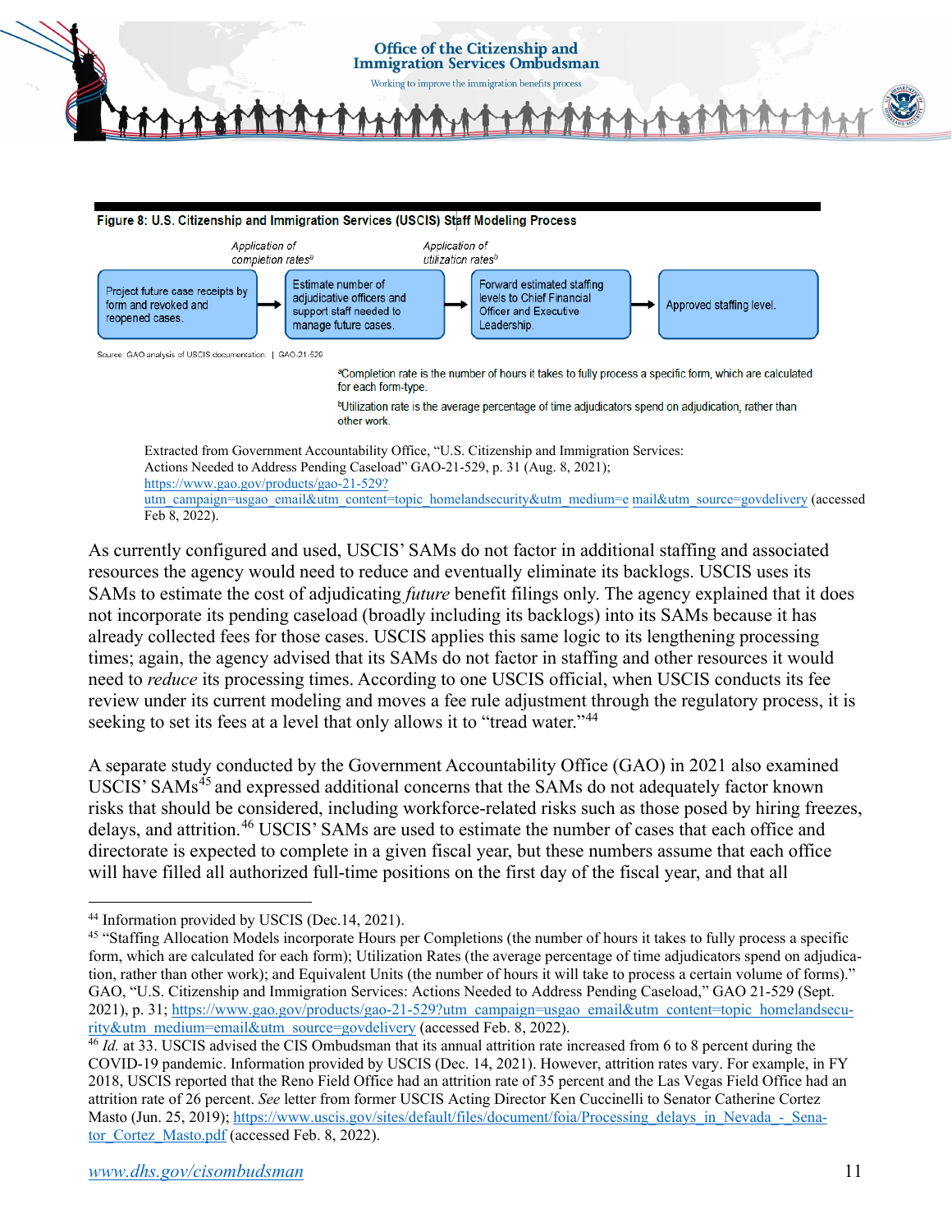**Figure 8: U.S. Citizenship and Immigration Services (USCIS) Staff Modeling Process**

Project future case receipts by form and revoked and reopened cases. → *Application of completion rates*[a] → Estimate number of adjudicative officers and support staff needed to manage future cases. → *Application of utilization rates*[b] → Forward estimated staffing levels to Chief Financial Officer and Executive Leadership. → Approved staffing level.

Source: GAO analysis of USCIS documentation. | GAO-21-529

[a]Completion rate is the number of hours it takes to fully process a specific form, which are calculated for each form-type.

[b]Utilization rate is the average percentage of time adjudicators spend on adjudication, rather than other work.

Extracted from Government Accountability Office, "U.S. Citizenship and Immigration Services: Actions Needed to Address Pending Caseload" GAO-21-529, p. 31 (Aug. 8, 2021); https://www.gao.gov/products/gao-21-529?utm_campaign=usgao_email&utm_content=topic_homelandsecurity&utm_medium=email&utm_source=govdelivery (accessed Feb 8, 2022).

As currently configured and used, USCIS' SAMs do not factor in additional staffing and associated resources the agency would need to reduce and eventually eliminate its backlogs. USCIS uses its SAMs to estimate the cost of adjudicating *future* benefit filings only. The agency explained that it does not incorporate its pending caseload (broadly including its backlogs) into its SAMs because it has already collected fees for those cases. USCIS applies this same logic to its lengthening processing times; again, the agency advised that its SAMs do not factor in staffing and other resources it would need to *reduce* its processing times. According to one USCIS official, when USCIS conducts its fee review under its current modeling and moves a fee rule adjustment through the regulatory process, it is seeking to set its fees at a level that only allows it to "tread water."[44]

A separate study conducted by the Government Accountability Office (GAO) in 2021 also examined USCIS' SAMs[45] and expressed additional concerns that the SAMs do not adequately factor known risks that should be considered, including workforce-related risks such as those posed by hiring freezes, delays, and attrition.[46] USCIS' SAMs are used to estimate the number of cases that each office and directorate is expected to complete in a given fiscal year, but these numbers assume that each office will have filled all authorized full-time positions on the first day of the fiscal year, and that all

---

[44] Information provided by USCIS (Dec.14, 2021).

[45] "Staffing Allocation Models incorporate Hours per Completions (the number of hours it takes to fully process a specific form, which are calculated for each form); Utilization Rates (the average percentage of time adjudicators spend on adjudication, rather than other work); and Equivalent Units (the number of hours it will take to process a certain volume of forms)." GAO, "U.S. Citizenship and Immigration Services: Actions Needed to Address Pending Caseload," GAO 21-529 (Sept. 2021), p. 31; https://www.gao.gov/products/gao-21-529?utm_campaign=usgao_email&utm_content=topic_homelandsecurity&utm_medium=email&utm_source=govdelivery (accessed Feb. 8, 2022).

[46] *Id.* at 33. USCIS advised the CIS Ombudsman that its annual attrition rate increased from 6 to 8 percent during the COVID-19 pandemic. Information provided by USCIS (Dec. 14, 2021). However, attrition rates vary. For example, in FY 2018, USCIS reported that the Reno Field Office had an attrition rate of 35 percent and the Las Vegas Field Office had an attrition rate of 26 percent. *See* letter from former USCIS Acting Director Ken Cuccinelli to Senator Catherine Cortez Masto (Jun. 25, 2019); https://www.uscis.gov/sites/default/files/document/foia/Processing_delays_in_Nevada_-_Senator_Cortez_Masto.pdf (accessed Feb. 8, 2022).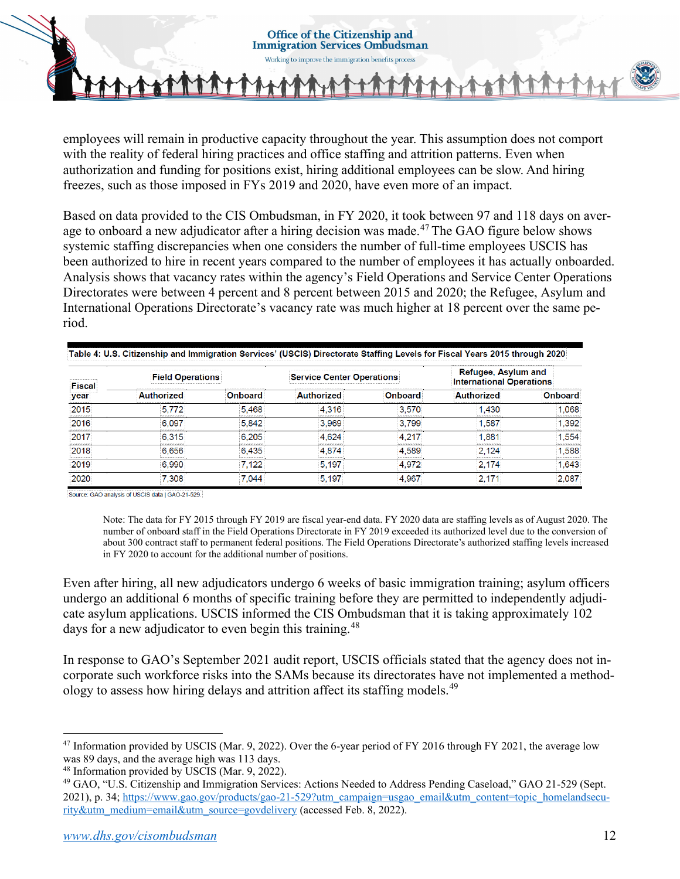employees will remain in productive capacity throughout the year. This assumption does not comport with the reality of federal hiring practices and office staffing and attrition patterns. Even when authorization and funding for positions exist, hiring additional employees can be slow. And hiring freezes, such as those imposed in FYs 2019 and 2020, have even more of an impact.

Based on data provided to the CIS Ombudsman, in FY 2020, it took between 97 and 118 days on average to onboard a new adjudicator after a hiring decision was made.[47] The GAO figure below shows systemic staffing discrepancies when one considers the number of full-time employees USCIS has been authorized to hire in recent years compared to the number of employees it has actually onboarded. Analysis shows that vacancy rates within the agency's Field Operations and Service Center Operations Directorates were between 4 percent and 8 percent between 2015 and 2020; the Refugee, Asylum and International Operations Directorate's vacancy rate was much higher at 18 percent over the same period.

**Table 4: U.S. Citizenship and Immigration Services' (USCIS) Directorate Staffing Levels for Fiscal Years 2015 through 2020**

| Fiscal year | Field Operations | | Service Center Operations | | Refugee, Asylum and International Operations | |
|---|---|---|---|---|---|---|
| | Authorized | Onboard | Authorized | Onboard | Authorized | Onboard |
| 2015 | 5,772 | 5,468 | 4,316 | 3,570 | 1,430 | 1,068 |
| 2016 | 6,097 | 5,842 | 3,969 | 3,799 | 1,587 | 1,392 |
| 2017 | 6,315 | 6,205 | 4,624 | 4,217 | 1,881 | 1,554 |
| 2018 | 6,656 | 6,435 | 4,874 | 4,589 | 2,124 | 1,588 |
| 2019 | 6,990 | 7,122 | 5,197 | 4,972 | 2,174 | 1,643 |
| 2020 | 7,308 | 7,044 | 5,197 | 4,967 | 2,171 | 2,087 |

Source: GAO analysis of USCIS data | GAO-21-529

Note: The data for FY 2015 through FY 2019 are fiscal year-end data. FY 2020 data are staffing levels as of August 2020. The number of onboard staff in the Field Operations Directorate in FY 2019 exceeded its authorized level due to the conversion of about 300 contract staff to permanent federal positions. The Field Operations Directorate's authorized staffing levels increased in FY 2020 to account for the additional number of positions.

Even after hiring, all new adjudicators undergo 6 weeks of basic immigration training; asylum officers undergo an additional 6 months of specific training before they are permitted to independently adjudicate asylum applications. USCIS informed the CIS Ombudsman that it is taking approximately 102 days for a new adjudicator to even begin this training.[48]

In response to GAO's September 2021 audit report, USCIS officials stated that the agency does not incorporate such workforce risks into the SAMs because its directorates have not implemented a methodology to assess how hiring delays and attrition affect its staffing models.[49]

---

[47] Information provided by USCIS (Mar. 9, 2022). Over the 6-year period of FY 2016 through FY 2021, the average low was 89 days, and the average high was 113 days.

[48] Information provided by USCIS (Mar. 9, 2022).

[49] GAO, "U.S. Citizenship and Immigration Services: Actions Needed to Address Pending Caseload," GAO 21-529 (Sept. 2021), p. 34; https://www.gao.gov/products/gao-21-529?utm_campaign=usgao_email&utm_content=topic_homelandsecurity&utm_medium=email&utm_source=govdelivery (accessed Feb. 8, 2022).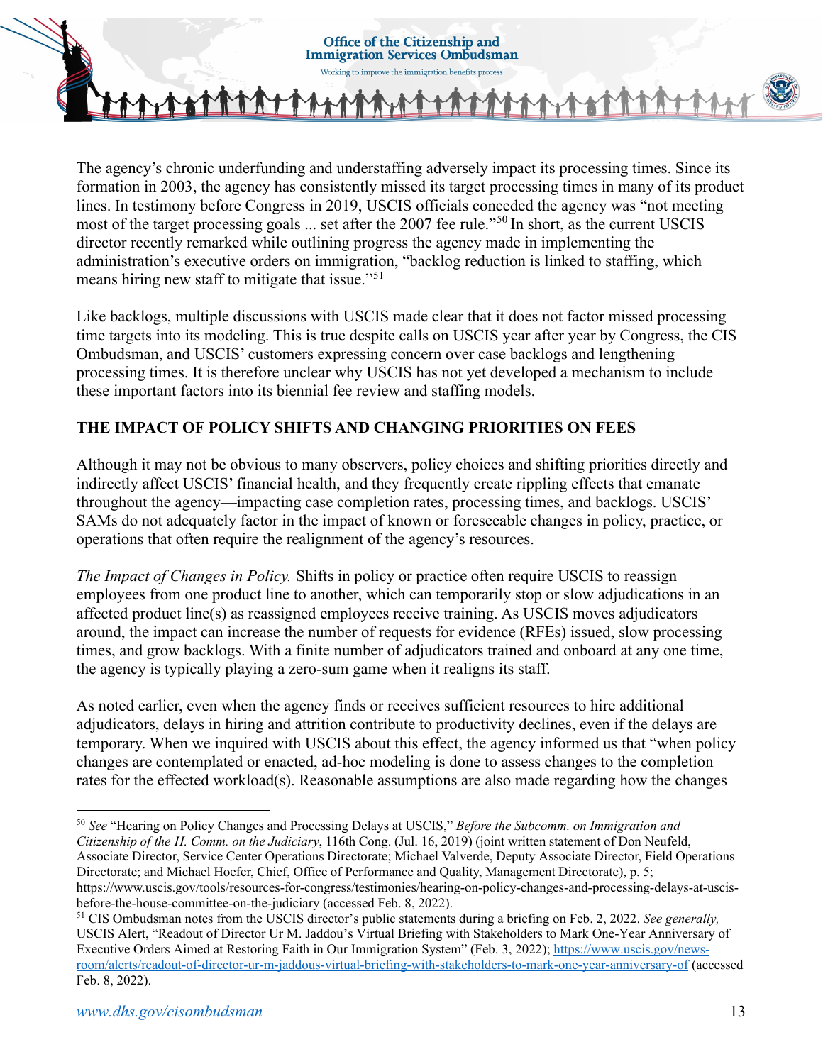The agency's chronic underfunding and understaffing adversely impact its processing times. Since its formation in 2003, the agency has consistently missed its target processing times in many of its product lines. In testimony before Congress in 2019, USCIS officials conceded the agency was "not meeting most of the target processing goals ... set after the 2007 fee rule."[50] In short, as the current USCIS director recently remarked while outlining progress the agency made in implementing the administration's executive orders on immigration, "backlog reduction is linked to staffing, which means hiring new staff to mitigate that issue."[51]

Like backlogs, multiple discussions with USCIS made clear that it does not factor missed processing time targets into its modeling. This is true despite calls on USCIS year after year by Congress, the CIS Ombudsman, and USCIS' customers expressing concern over case backlogs and lengthening processing times. It is therefore unclear why USCIS has not yet developed a mechanism to include these important factors into its biennial fee review and staffing models.

## THE IMPACT OF POLICY SHIFTS AND CHANGING PRIORITIES ON FEES

Although it may not be obvious to many observers, policy choices and shifting priorities directly and indirectly affect USCIS' financial health, and they frequently create rippling effects that emanate throughout the agency—impacting case completion rates, processing times, and backlogs. USCIS' SAMs do not adequately factor in the impact of known or foreseeable changes in policy, practice, or operations that often require the realignment of the agency's resources.

*The Impact of Changes in Policy.* Shifts in policy or practice often require USCIS to reassign employees from one product line to another, which can temporarily stop or slow adjudications in an affected product line(s) as reassigned employees receive training. As USCIS moves adjudicators around, the impact can increase the number of requests for evidence (RFEs) issued, slow processing times, and grow backlogs. With a finite number of adjudicators trained and onboard at any one time, the agency is typically playing a zero-sum game when it realigns its staff.

As noted earlier, even when the agency finds or receives sufficient resources to hire additional adjudicators, delays in hiring and attrition contribute to productivity declines, even if the delays are temporary. When we inquired with USCIS about this effect, the agency informed us that "when policy changes are contemplated or enacted, ad-hoc modeling is done to assess changes to the completion rates for the effected workload(s). Reasonable assumptions are also made regarding how the changes

---

[50] *See* "Hearing on Policy Changes and Processing Delays at USCIS," *Before the Subcomm. on Immigration and Citizenship of the H. Comm. on the Judiciary*, 116th Cong. (Jul. 16, 2019) (joint written statement of Don Neufeld, Associate Director, Service Center Operations Directorate; Michael Valverde, Deputy Associate Director, Field Operations Directorate; and Michael Hoefer, Chief, Office of Performance and Quality, Management Directorate), p. 5; https://www.uscis.gov/tools/resources-for-congress/testimonies/hearing-on-policy-changes-and-processing-delays-at-uscis-before-the-house-committee-on-the-judiciary (accessed Feb. 8, 2022).

[51] CIS Ombudsman notes from the USCIS director's public statements during a briefing on Feb. 2, 2022. *See generally,* USCIS Alert, "Readout of Director Ur M. Jaddou's Virtual Briefing with Stakeholders to Mark One-Year Anniversary of Executive Orders Aimed at Restoring Faith in Our Immigration System" (Feb. 3, 2022); https://www.uscis.gov/news-room/alerts/readout-of-director-ur-m-jaddous-virtual-briefing-with-stakeholders-to-mark-one-year-anniversary-of (accessed Feb. 8, 2022).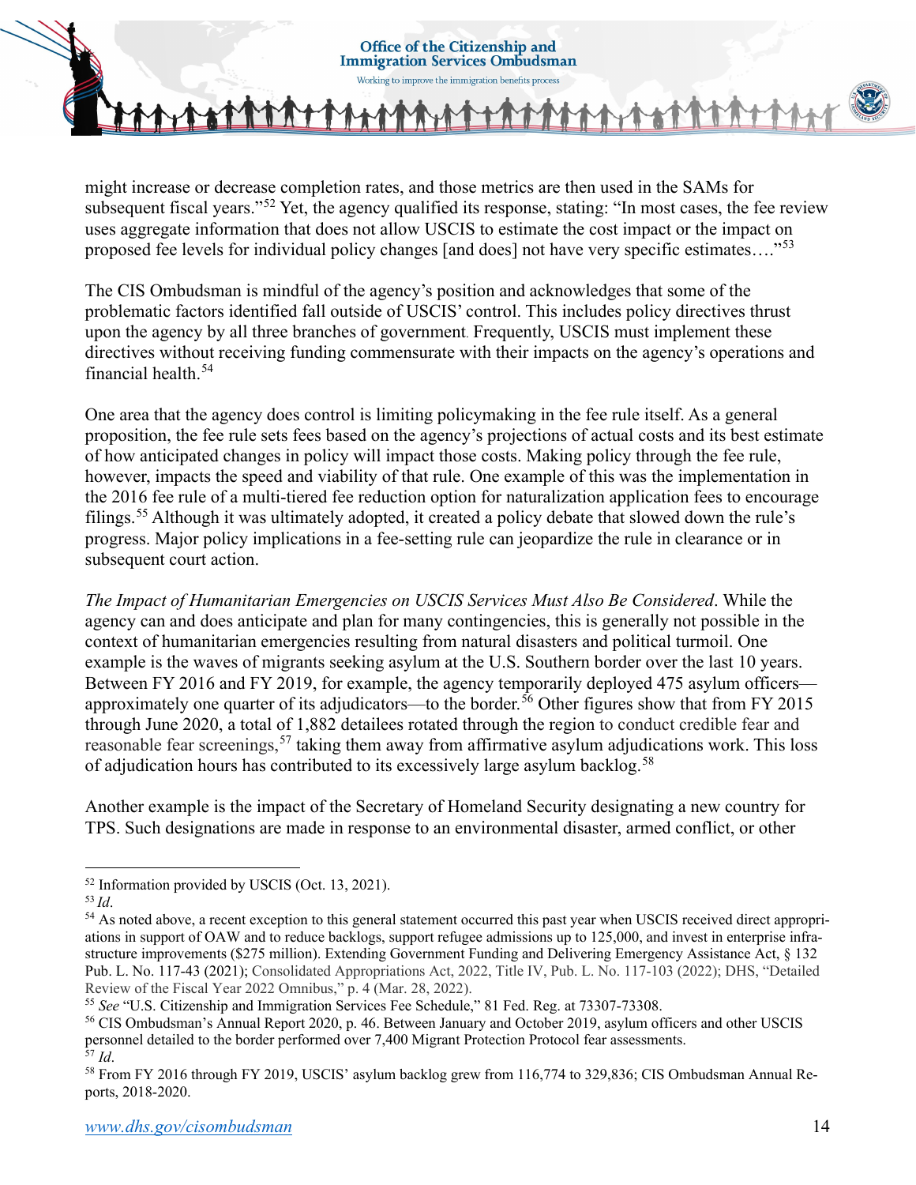might increase or decrease completion rates, and those metrics are then used in the SAMs for subsequent fiscal years."[52] Yet, the agency qualified its response, stating: "In most cases, the fee review uses aggregate information that does not allow USCIS to estimate the cost impact or the impact on proposed fee levels for individual policy changes [and does] not have very specific estimates…."[53]

The CIS Ombudsman is mindful of the agency's position and acknowledges that some of the problematic factors identified fall outside of USCIS' control. This includes policy directives thrust upon the agency by all three branches of government. Frequently, USCIS must implement these directives without receiving funding commensurate with their impacts on the agency's operations and financial health.[54]

One area that the agency does control is limiting policymaking in the fee rule itself. As a general proposition, the fee rule sets fees based on the agency's projections of actual costs and its best estimate of how anticipated changes in policy will impact those costs. Making policy through the fee rule, however, impacts the speed and viability of that rule. One example of this was the implementation in the 2016 fee rule of a multi-tiered fee reduction option for naturalization application fees to encourage filings.[55] Although it was ultimately adopted, it created a policy debate that slowed down the rule's progress. Major policy implications in a fee-setting rule can jeopardize the rule in clearance or in subsequent court action.

*The Impact of Humanitarian Emergencies on USCIS Services Must Also Be Considered*. While the agency can and does anticipate and plan for many contingencies, this is generally not possible in the context of humanitarian emergencies resulting from natural disasters and political turmoil. One example is the waves of migrants seeking asylum at the U.S. Southern border over the last 10 years. Between FY 2016 and FY 2019, for example, the agency temporarily deployed 475 asylum officers—approximately one quarter of its adjudicators—to the border.[56] Other figures show that from FY 2015 through June 2020, a total of 1,882 detailees rotated through the region to conduct credible fear and reasonable fear screenings,[57] taking them away from affirmative asylum adjudications work. This loss of adjudication hours has contributed to its excessively large asylum backlog.[58]

Another example is the impact of the Secretary of Homeland Security designating a new country for TPS. Such designations are made in response to an environmental disaster, armed conflict, or other

---

[52] Information provided by USCIS (Oct. 13, 2021).

[53] *Id*.

[54] As noted above, a recent exception to this general statement occurred this past year when USCIS received direct appropriations in support of OAW and to reduce backlogs, support refugee admissions up to 125,000, and invest in enterprise infrastructure improvements ($275 million). Extending Government Funding and Delivering Emergency Assistance Act, § 132 Pub. L. No. 117-43 (2021); Consolidated Appropriations Act, 2022, Title IV, Pub. L. No. 117-103 (2022); DHS, "Detailed Review of the Fiscal Year 2022 Omnibus," p. 4 (Mar. 28, 2022).

[55] *See* "U.S. Citizenship and Immigration Services Fee Schedule," 81 Fed. Reg. at 73307-73308.

[56] CIS Ombudsman's Annual Report 2020, p. 46. Between January and October 2019, asylum officers and other USCIS personnel detailed to the border performed over 7,400 Migrant Protection Protocol fear assessments.

[57] *Id*.

[58] From FY 2016 through FY 2019, USCIS' asylum backlog grew from 116,774 to 329,836; CIS Ombudsman Annual Reports, 2018-2020.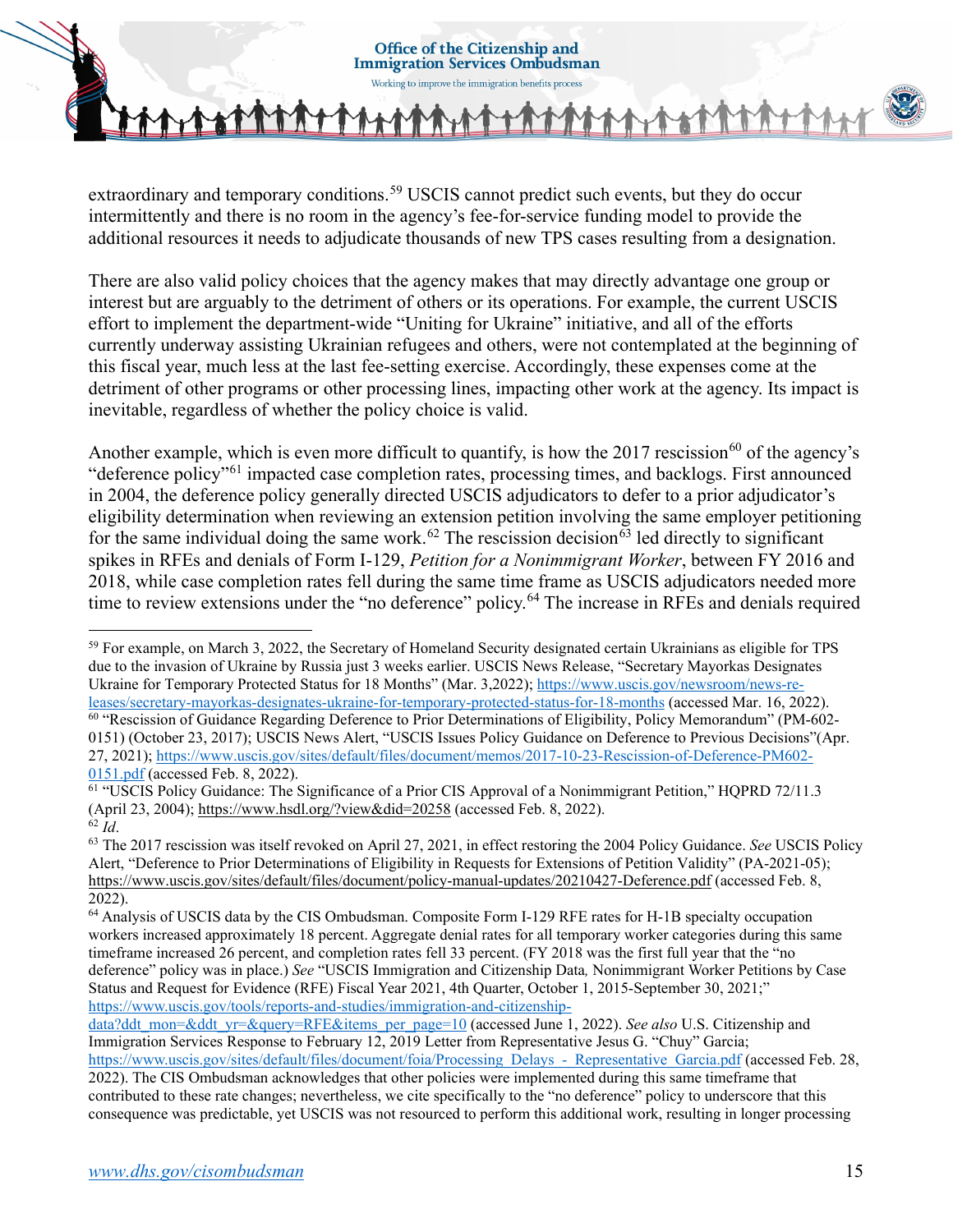extraordinary and temporary conditions.[59] USCIS cannot predict such events, but they do occur intermittently and there is no room in the agency's fee-for-service funding model to provide the additional resources it needs to adjudicate thousands of new TPS cases resulting from a designation.

There are also valid policy choices that the agency makes that may directly advantage one group or interest but are arguably to the detriment of others or its operations. For example, the current USCIS effort to implement the department-wide "Uniting for Ukraine" initiative, and all of the efforts currently underway assisting Ukrainian refugees and others, were not contemplated at the beginning of this fiscal year, much less at the last fee-setting exercise. Accordingly, these expenses come at the detriment of other programs or other processing lines, impacting other work at the agency. Its impact is inevitable, regardless of whether the policy choice is valid.

Another example, which is even more difficult to quantify, is how the 2017 rescission[60] of the agency's "deference policy"[61] impacted case completion rates, processing times, and backlogs. First announced in 2004, the deference policy generally directed USCIS adjudicators to defer to a prior adjudicator's eligibility determination when reviewing an extension petition involving the same employer petitioning for the same individual doing the same work.[62] The rescission decision[63] led directly to significant spikes in RFEs and denials of Form I-129, *Petition for a Nonimmigrant Worker*, between FY 2016 and 2018, while case completion rates fell during the same time frame as USCIS adjudicators needed more time to review extensions under the "no deference" policy.[64] The increase in RFEs and denials required

---

[59] For example, on March 3, 2022, the Secretary of Homeland Security designated certain Ukrainians as eligible for TPS due to the invasion of Ukraine by Russia just 3 weeks earlier. USCIS News Release, "Secretary Mayorkas Designates Ukraine for Temporary Protected Status for 18 Months" (Mar. 3,2022); https://www.uscis.gov/newsroom/news-releases/secretary-mayorkas-designates-ukraine-for-temporary-protected-status-for-18-months (accessed Mar. 16, 2022).

[60] "Rescission of Guidance Regarding Deference to Prior Determinations of Eligibility, Policy Memorandum" (PM-602-0151) (October 23, 2017); USCIS News Alert, "USCIS Issues Policy Guidance on Deference to Previous Decisions"(Apr. 27, 2021); https://www.uscis.gov/sites/default/files/document/memos/2017-10-23-Rescission-of-Deference-PM602-0151.pdf (accessed Feb. 8, 2022).

[61] "USCIS Policy Guidance: The Significance of a Prior CIS Approval of a Nonimmigrant Petition," HQPRD 72/11.3 (April 23, 2004); https://www.hsdl.org/?view&did=20258 (accessed Feb. 8, 2022).

[62] *Id*.

[63] The 2017 rescission was itself revoked on April 27, 2021, in effect restoring the 2004 Policy Guidance. *See* USCIS Policy Alert, "Deference to Prior Determinations of Eligibility in Requests for Extensions of Petition Validity" (PA-2021-05); https://www.uscis.gov/sites/default/files/document/policy-manual-updates/20210427-Deference.pdf (accessed Feb. 8, 2022).

[64] Analysis of USCIS data by the CIS Ombudsman. Composite Form I-129 RFE rates for H-1B specialty occupation workers increased approximately 18 percent. Aggregate denial rates for all temporary worker categories during this same timeframe increased 26 percent, and completion rates fell 33 percent. (FY 2018 was the first full year that the "no deference" policy was in place.) *See* "USCIS Immigration and Citizenship Data*,* Nonimmigrant Worker Petitions by Case Status and Request for Evidence (RFE) Fiscal Year 2021, 4th Quarter, October 1, 2015-September 30, 2021;" https://www.uscis.gov/tools/reports-and-studies/immigration-and-citizenship-data?ddt_mon=&ddt_yr=&query=RFE&items_per_page=10 (accessed June 1, 2022). *See also* U.S. Citizenship and Immigration Services Response to February 12, 2019 Letter from Representative Jesus G. "Chuy" Garcia; https://www.uscis.gov/sites/default/files/document/foia/Processing_Delays_-_Representative_Garcia.pdf (accessed Feb. 28, 2022). The CIS Ombudsman acknowledges that other policies were implemented during this same timeframe that contributed to these rate changes; nevertheless, we cite specifically to the "no deference" policy to underscore that this consequence was predictable, yet USCIS was not resourced to perform this additional work, resulting in longer processing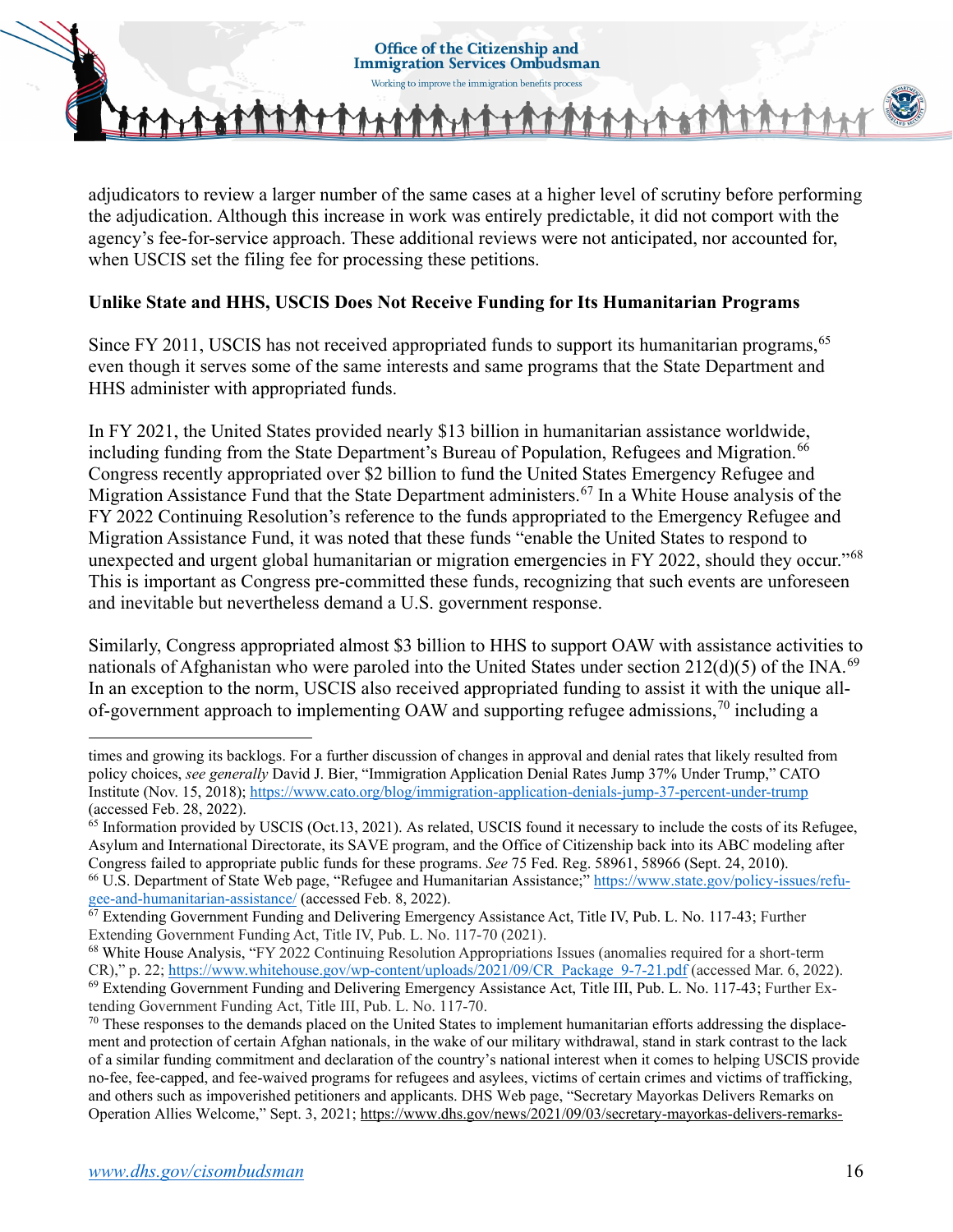adjudicators to review a larger number of the same cases at a higher level of scrutiny before performing the adjudication. Although this increase in work was entirely predictable, it did not comport with the agency's fee-for-service approach. These additional reviews were not anticipated, nor accounted for, when USCIS set the filing fee for processing these petitions.

**Unlike State and HHS, USCIS Does Not Receive Funding for Its Humanitarian Programs**

Since FY 2011, USCIS has not received appropriated funds to support its humanitarian programs,[65] even though it serves some of the same interests and same programs that the State Department and HHS administer with appropriated funds.

In FY 2021, the United States provided nearly $13 billion in humanitarian assistance worldwide, including funding from the State Department's Bureau of Population, Refugees and Migration.[66] Congress recently appropriated over $2 billion to fund the United States Emergency Refugee and Migration Assistance Fund that the State Department administers.[67] In a White House analysis of the FY 2022 Continuing Resolution's reference to the funds appropriated to the Emergency Refugee and Migration Assistance Fund, it was noted that these funds "enable the United States to respond to unexpected and urgent global humanitarian or migration emergencies in FY 2022, should they occur."[68] This is important as Congress pre-committed these funds, recognizing that such events are unforeseen and inevitable but nevertheless demand a U.S. government response.

Similarly, Congress appropriated almost $3 billion to HHS to support OAW with assistance activities to nationals of Afghanistan who were paroled into the United States under section 212(d)(5) of the INA.[69] In an exception to the norm, USCIS also received appropriated funding to assist it with the unique all-of-government approach to implementing OAW and supporting refugee admissions,[70] including a

---

times and growing its backlogs. For a further discussion of changes in approval and denial rates that likely resulted from policy choices, *see generally* David J. Bier, "Immigration Application Denial Rates Jump 37% Under Trump," CATO Institute (Nov. 15, 2018); https://www.cato.org/blog/immigration-application-denials-jump-37-percent-under-trump (accessed Feb. 28, 2022).

[65] Information provided by USCIS (Oct.13, 2021). As related, USCIS found it necessary to include the costs of its Refugee, Asylum and International Directorate, its SAVE program, and the Office of Citizenship back into its ABC modeling after Congress failed to appropriate public funds for these programs. *See* 75 Fed. Reg. 58961, 58966 (Sept. 24, 2010).

[66] U.S. Department of State Web page, "Refugee and Humanitarian Assistance;" https://www.state.gov/policy-issues/refugee-and-humanitarian-assistance/ (accessed Feb. 8, 2022).

[67] Extending Government Funding and Delivering Emergency Assistance Act, Title IV, Pub. L. No. 117-43; Further Extending Government Funding Act, Title IV, Pub. L. No. 117-70 (2021).

[68] White House Analysis, "FY 2022 Continuing Resolution Appropriations Issues (anomalies required for a short-term CR)," p. 22; https://www.whitehouse.gov/wp-content/uploads/2021/09/CR_Package_9-7-21.pdf (accessed Mar. 6, 2022).

[69] Extending Government Funding and Delivering Emergency Assistance Act, Title III, Pub. L. No. 117-43; Further Extending Government Funding Act, Title III, Pub. L. No. 117-70.

[70] These responses to the demands placed on the United States to implement humanitarian efforts addressing the displacement and protection of certain Afghan nationals, in the wake of our military withdrawal, stand in stark contrast to the lack of a similar funding commitment and declaration of the country's national interest when it comes to helping USCIS provide no-fee, fee-capped, and fee-waived programs for refugees and asylees, victims of certain crimes and victims of trafficking, and others such as impoverished petitioners and applicants. DHS Web page, "Secretary Mayorkas Delivers Remarks on Operation Allies Welcome," Sept. 3, 2021; https://www.dhs.gov/news/2021/09/03/secretary-mayorkas-delivers-remarks-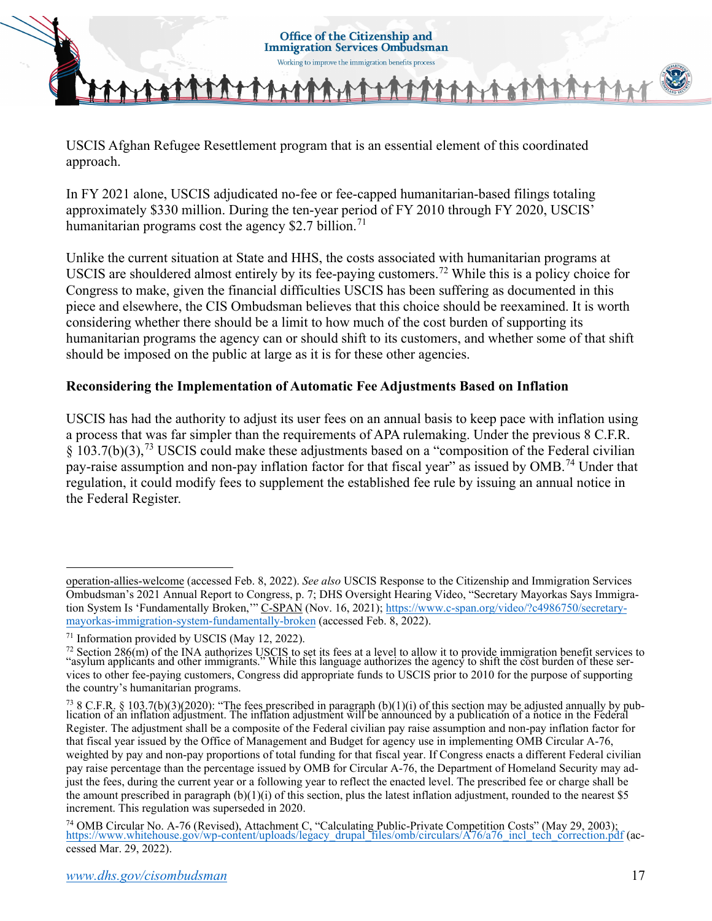USCIS Afghan Refugee Resettlement program that is an essential element of this coordinated approach.

In FY 2021 alone, USCIS adjudicated no-fee or fee-capped humanitarian-based filings totaling approximately $330 million. During the ten-year period of FY 2010 through FY 2020, USCIS' humanitarian programs cost the agency $2.7 billion.[71]

Unlike the current situation at State and HHS, the costs associated with humanitarian programs at USCIS are shouldered almost entirely by its fee-paying customers.[72] While this is a policy choice for Congress to make, given the financial difficulties USCIS has been suffering as documented in this piece and elsewhere, the CIS Ombudsman believes that this choice should be reexamined. It is worth considering whether there should be a limit to how much of the cost burden of supporting its humanitarian programs the agency can or should shift to its customers, and whether some of that shift should be imposed on the public at large as it is for these other agencies.

**Reconsidering the Implementation of Automatic Fee Adjustments Based on Inflation**

USCIS has had the authority to adjust its user fees on an annual basis to keep pace with inflation using a process that was far simpler than the requirements of APA rulemaking. Under the previous 8 C.F.R. § 103.7(b)(3),[73] USCIS could make these adjustments based on a "composition of the Federal civilian pay-raise assumption and non-pay inflation factor for that fiscal year" as issued by OMB.[74] Under that regulation, it could modify fees to supplement the established fee rule by issuing an annual notice in the Federal Register.

---

operation-allies-welcome (accessed Feb. 8, 2022). *See also* USCIS Response to the Citizenship and Immigration Services Ombudsman's 2021 Annual Report to Congress, p. 7; DHS Oversight Hearing Video, "Secretary Mayorkas Says Immigration System Is 'Fundamentally Broken,'" C-SPAN (Nov. 16, 2021); https://www.c-span.org/video/?c4986750/secretary-mayorkas-immigration-system-fundamentally-broken (accessed Feb. 8, 2022).

[71] Information provided by USCIS (May 12, 2022).

[72] Section 286(m) of the INA authorizes USCIS to set its fees at a level to allow it to provide immigration benefit services to "asylum applicants and other immigrants." While this language authorizes the agency to shift the cost burden of these services to other fee-paying customers, Congress did appropriate funds to USCIS prior to 2010 for the purpose of supporting the country's humanitarian programs.

[73] 8 C.F.R. § 103.7(b)(3)(2020): "The fees prescribed in paragraph (b)(1)(i) of this section may be adjusted annually by publication of an inflation adjustment. The inflation adjustment will be announced by a publication of a notice in the Federal Register. The adjustment shall be a composite of the Federal civilian pay raise assumption and non-pay inflation factor for that fiscal year issued by the Office of Management and Budget for agency use in implementing OMB Circular A-76, weighted by pay and non-pay proportions of total funding for that fiscal year. If Congress enacts a different Federal civilian pay raise percentage than the percentage issued by OMB for Circular A-76, the Department of Homeland Security may adjust the fees, during the current year or a following year to reflect the enacted level. The prescribed fee or charge shall be the amount prescribed in paragraph (b)(1)(i) of this section, plus the latest inflation adjustment, rounded to the nearest $5 increment. This regulation was superseded in 2020.

[74] OMB Circular No. A-76 (Revised), Attachment C, "Calculating Public-Private Competition Costs" (May 29, 2003); https://www.whitehouse.gov/wp-content/uploads/legacy_drupal_files/omb/circulars/A76/a76_incl_tech_correction.pdf (accessed Mar. 29, 2022).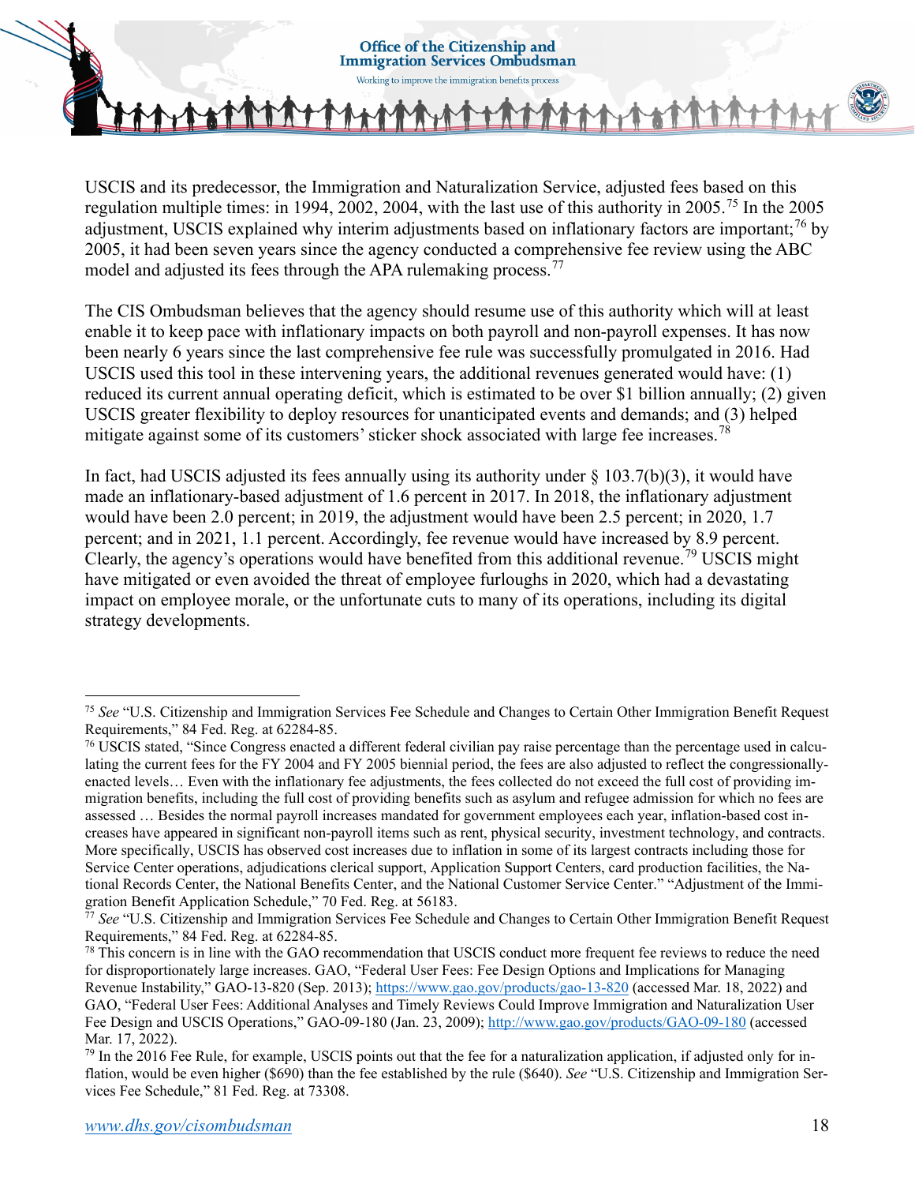USCIS and its predecessor, the Immigration and Naturalization Service, adjusted fees based on this regulation multiple times: in 1994, 2002, 2004, with the last use of this authority in 2005.[75] In the 2005 adjustment, USCIS explained why interim adjustments based on inflationary factors are important;[76] by 2005, it had been seven years since the agency conducted a comprehensive fee review using the ABC model and adjusted its fees through the APA rulemaking process.[77]

The CIS Ombudsman believes that the agency should resume use of this authority which will at least enable it to keep pace with inflationary impacts on both payroll and non-payroll expenses. It has now been nearly 6 years since the last comprehensive fee rule was successfully promulgated in 2016. Had USCIS used this tool in these intervening years, the additional revenues generated would have: (1) reduced its current annual operating deficit, which is estimated to be over $1 billion annually; (2) given USCIS greater flexibility to deploy resources for unanticipated events and demands; and (3) helped mitigate against some of its customers' sticker shock associated with large fee increases.[78]

In fact, had USCIS adjusted its fees annually using its authority under § 103.7(b)(3), it would have made an inflationary-based adjustment of 1.6 percent in 2017. In 2018, the inflationary adjustment would have been 2.0 percent; in 2019, the adjustment would have been 2.5 percent; in 2020, 1.7 percent; and in 2021, 1.1 percent. Accordingly, fee revenue would have increased by 8.9 percent. Clearly, the agency's operations would have benefited from this additional revenue.[79] USCIS might have mitigated or even avoided the threat of employee furloughs in 2020, which had a devastating impact on employee morale, or the unfortunate cuts to many of its operations, including its digital strategy developments.

---

[75] *See* "U.S. Citizenship and Immigration Services Fee Schedule and Changes to Certain Other Immigration Benefit Request Requirements," 84 Fed. Reg. at 62284-85.

[76] USCIS stated, "Since Congress enacted a different federal civilian pay raise percentage than the percentage used in calculating the current fees for the FY 2004 and FY 2005 biennial period, the fees are also adjusted to reflect the congressionally-enacted levels… Even with the inflationary fee adjustments, the fees collected do not exceed the full cost of providing immigration benefits, including the full cost of providing benefits such as asylum and refugee admission for which no fees are assessed … Besides the normal payroll increases mandated for government employees each year, inflation-based cost increases have appeared in significant non-payroll items such as rent, physical security, investment technology, and contracts. More specifically, USCIS has observed cost increases due to inflation in some of its largest contracts including those for Service Center operations, adjudications clerical support, Application Support Centers, card production facilities, the National Records Center, the National Benefits Center, and the National Customer Service Center." "Adjustment of the Immigration Benefit Application Schedule," 70 Fed. Reg. at 56183.

[77] *See* "U.S. Citizenship and Immigration Services Fee Schedule and Changes to Certain Other Immigration Benefit Request Requirements," 84 Fed. Reg. at 62284-85.

[78] This concern is in line with the GAO recommendation that USCIS conduct more frequent fee reviews to reduce the need for disproportionately large increases. GAO, "Federal User Fees: Fee Design Options and Implications for Managing Revenue Instability," GAO-13-820 (Sep. 2013); https://www.gao.gov/products/gao-13-820 (accessed Mar. 18, 2022) and GAO, "Federal User Fees: Additional Analyses and Timely Reviews Could Improve Immigration and Naturalization User Fee Design and USCIS Operations," GAO-09-180 (Jan. 23, 2009); http://www.gao.gov/products/GAO-09-180 (accessed Mar. 17, 2022).

[79] In the 2016 Fee Rule, for example, USCIS points out that the fee for a naturalization application, if adjusted only for inflation, would be even higher ($690) than the fee established by the rule ($640). *See* "U.S. Citizenship and Immigration Services Fee Schedule," 81 Fed. Reg. at 73308.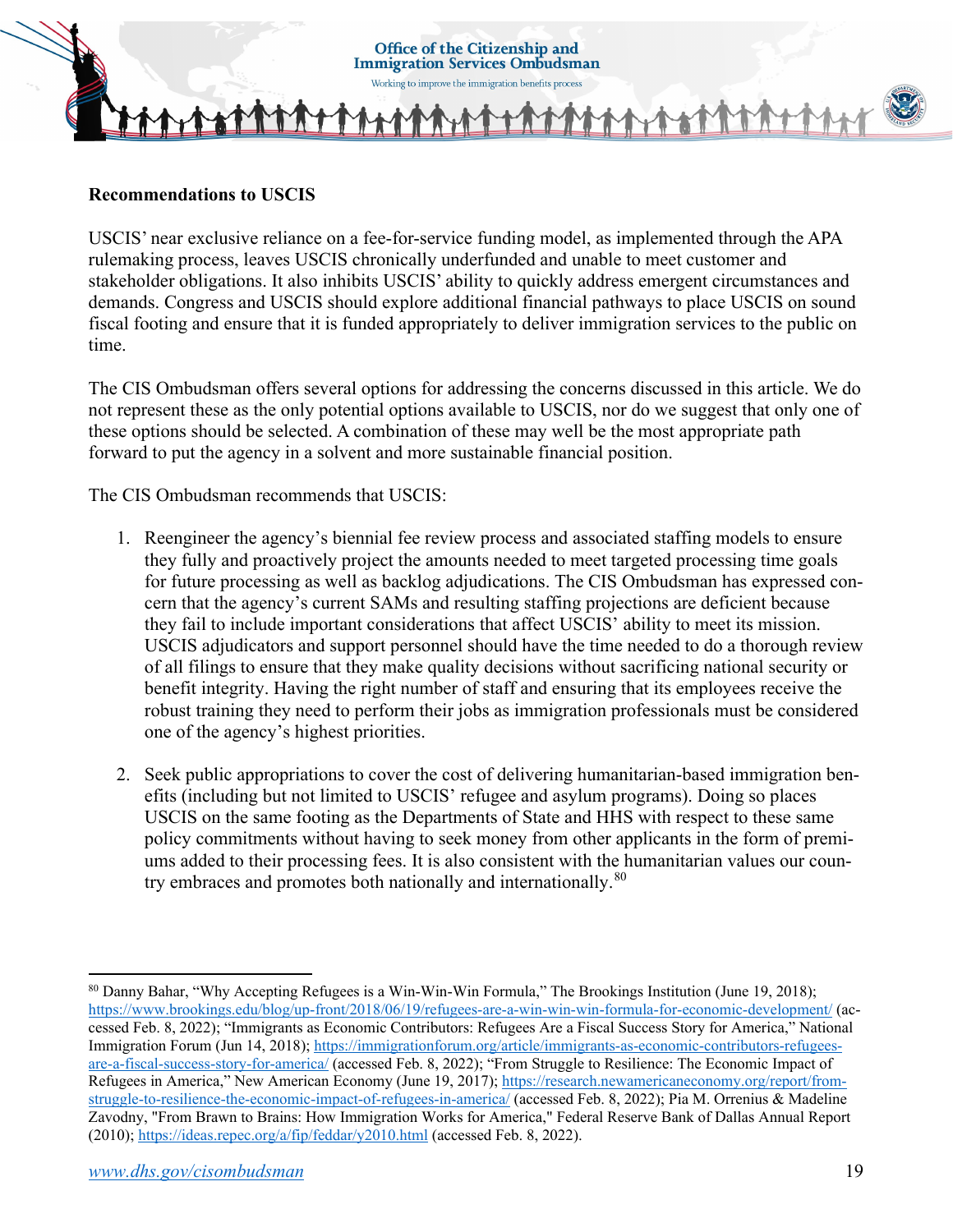**Recommendations to USCIS**

USCIS' near exclusive reliance on a fee-for-service funding model, as implemented through the APA rulemaking process, leaves USCIS chronically underfunded and unable to meet customer and stakeholder obligations. It also inhibits USCIS' ability to quickly address emergent circumstances and demands. Congress and USCIS should explore additional financial pathways to place USCIS on sound fiscal footing and ensure that it is funded appropriately to deliver immigration services to the public on time.

The CIS Ombudsman offers several options for addressing the concerns discussed in this article. We do not represent these as the only potential options available to USCIS, nor do we suggest that only one of these options should be selected. A combination of these may well be the most appropriate path forward to put the agency in a solvent and more sustainable financial position.

The CIS Ombudsman recommends that USCIS:

1. Reengineer the agency's biennial fee review process and associated staffing models to ensure they fully and proactively project the amounts needed to meet targeted processing time goals for future processing as well as backlog adjudications. The CIS Ombudsman has expressed concern that the agency's current SAMs and resulting staffing projections are deficient because they fail to include important considerations that affect USCIS' ability to meet its mission. USCIS adjudicators and support personnel should have the time needed to do a thorough review of all filings to ensure that they make quality decisions without sacrificing national security or benefit integrity. Having the right number of staff and ensuring that its employees receive the robust training they need to perform their jobs as immigration professionals must be considered one of the agency's highest priorities.

2. Seek public appropriations to cover the cost of delivering humanitarian-based immigration benefits (including but not limited to USCIS' refugee and asylum programs). Doing so places USCIS on the same footing as the Departments of State and HHS with respect to these same policy commitments without having to seek money from other applicants in the form of premiums added to their processing fees. It is also consistent with the humanitarian values our country embraces and promotes both nationally and internationally.[80]

---

[80] Danny Bahar, "Why Accepting Refugees is a Win-Win-Win Formula," The Brookings Institution (June 19, 2018); https://www.brookings.edu/blog/up-front/2018/06/19/refugees-are-a-win-win-win-formula-for-economic-development/ (accessed Feb. 8, 2022); "Immigrants as Economic Contributors: Refugees Are a Fiscal Success Story for America," National Immigration Forum (Jun 14, 2018); https://immigrationforum.org/article/immigrants-as-economic-contributors-refugees-are-a-fiscal-success-story-for-america/ (accessed Feb. 8, 2022); "From Struggle to Resilience: The Economic Impact of Refugees in America," New American Economy (June 19, 2017); https://research.newamericaneconomy.org/report/from-struggle-to-resilience-the-economic-impact-of-refugees-in-america/ (accessed Feb. 8, 2022); Pia M. Orrenius & Madeline Zavodny, "From Brawn to Brains: How Immigration Works for America," Federal Reserve Bank of Dallas Annual Report (2010); https://ideas.repec.org/a/fip/feddar/y2010.html (accessed Feb. 8, 2022).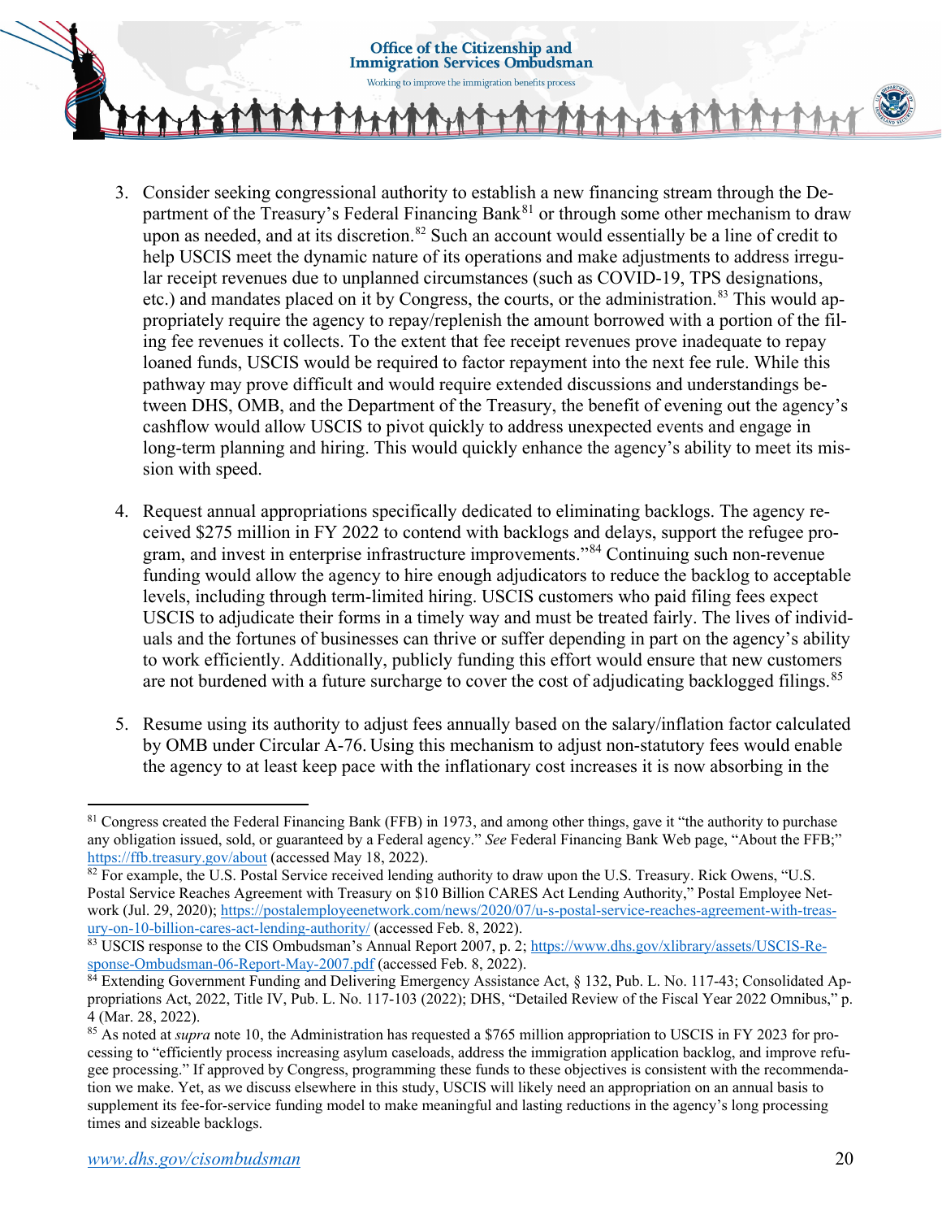3. Consider seeking congressional authority to establish a new financing stream through the Department of the Treasury's Federal Financing Bank[81] or through some other mechanism to draw upon as needed, and at its discretion.[82] Such an account would essentially be a line of credit to help USCIS meet the dynamic nature of its operations and make adjustments to address irregular receipt revenues due to unplanned circumstances (such as COVID-19, TPS designations, etc.) and mandates placed on it by Congress, the courts, or the administration.[83] This would appropriately require the agency to repay/replenish the amount borrowed with a portion of the filing fee revenues it collects. To the extent that fee receipt revenues prove inadequate to repay loaned funds, USCIS would be required to factor repayment into the next fee rule. While this pathway may prove difficult and would require extended discussions and understandings between DHS, OMB, and the Department of the Treasury, the benefit of evening out the agency's cashflow would allow USCIS to pivot quickly to address unexpected events and engage in long-term planning and hiring. This would quickly enhance the agency's ability to meet its mission with speed.

4. Request annual appropriations specifically dedicated to eliminating backlogs. The agency received $275 million in FY 2022 to contend with backlogs and delays, support the refugee program, and invest in enterprise infrastructure improvements."[84] Continuing such non-revenue funding would allow the agency to hire enough adjudicators to reduce the backlog to acceptable levels, including through term-limited hiring. USCIS customers who paid filing fees expect USCIS to adjudicate their forms in a timely way and must be treated fairly. The lives of individuals and the fortunes of businesses can thrive or suffer depending in part on the agency's ability to work efficiently. Additionally, publicly funding this effort would ensure that new customers are not burdened with a future surcharge to cover the cost of adjudicating backlogged filings.[85]

5. Resume using its authority to adjust fees annually based on the salary/inflation factor calculated by OMB under Circular A-76. Using this mechanism to adjust non-statutory fees would enable the agency to at least keep pace with the inflationary cost increases it is now absorbing in the

---

[81] Congress created the Federal Financing Bank (FFB) in 1973, and among other things, gave it "the authority to purchase any obligation issued, sold, or guaranteed by a Federal agency." *See* Federal Financing Bank Web page, "About the FFB;" https://ffb.treasury.gov/about (accessed May 18, 2022).

[82] For example, the U.S. Postal Service received lending authority to draw upon the U.S. Treasury. Rick Owens, "U.S. Postal Service Reaches Agreement with Treasury on $10 Billion CARES Act Lending Authority," Postal Employee Network (Jul. 29, 2020); https://postalemployeenetwork.com/news/2020/07/u-s-postal-service-reaches-agreement-with-treasury-on-10-billion-cares-act-lending-authority/ (accessed Feb. 8, 2022).

[83] USCIS response to the CIS Ombudsman's Annual Report 2007, p. 2; https://www.dhs.gov/xlibrary/assets/USCIS-Response-Ombudsman-06-Report-May-2007.pdf (accessed Feb. 8, 2022).

[84] Extending Government Funding and Delivering Emergency Assistance Act, § 132, Pub. L. No. 117-43; Consolidated Appropriations Act, 2022, Title IV, Pub. L. No. 117-103 (2022); DHS, "Detailed Review of the Fiscal Year 2022 Omnibus," p. 4 (Mar. 28, 2022).

[85] As noted at *supra* note 10, the Administration has requested a $765 million appropriation to USCIS in FY 2023 for processing to "efficiently process increasing asylum caseloads, address the immigration application backlog, and improve refugee processing." If approved by Congress, programming these funds to these objectives is consistent with the recommendation we make. Yet, as we discuss elsewhere in this study, USCIS will likely need an appropriation on an annual basis to supplement its fee-for-service funding model to make meaningful and lasting reductions in the agency's long processing times and sizeable backlogs.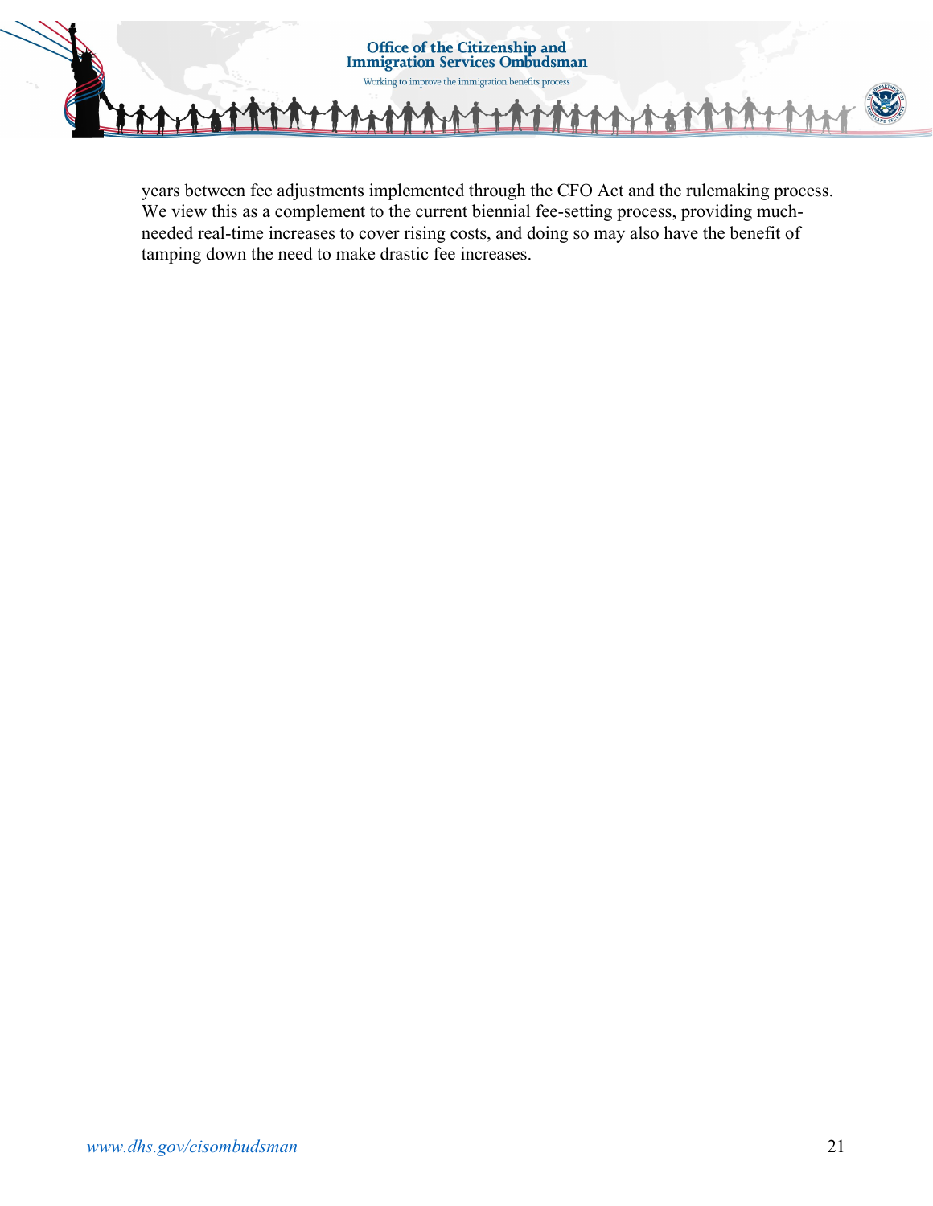years between fee adjustments implemented through the CFO Act and the rulemaking process. We view this as a complement to the current biennial fee-setting process, providing much-needed real-time increases to cover rising costs, and doing so may also have the benefit of tamping down the need to make drastic fee increases.